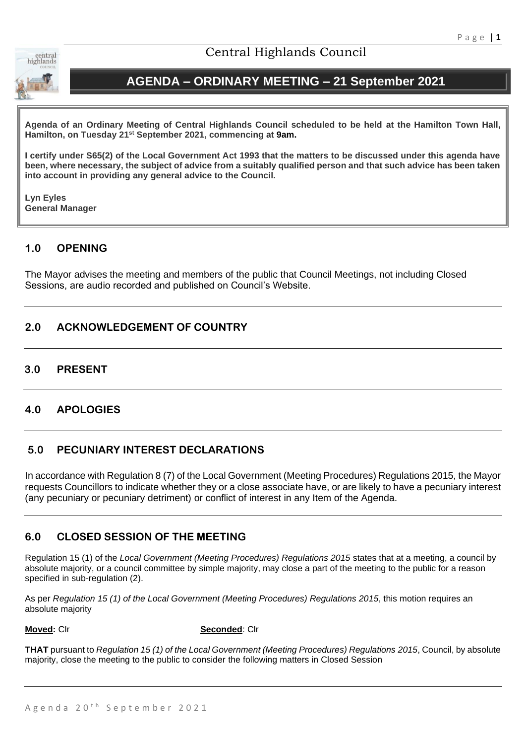# Central Highlands Council

## AGENDA – ORDINARY MEETING – 21 September 2021

**Agenda of an Ordinary Meeting of Central Highlands Council scheduled to be held at the Hamilton Town Hall, Hamilton, on Tuesday 21st September 2021, commencing at 9am.**

**I certify under S65(2) of the Local Government Act 1993 that the matters to be discussed under this agenda have been, where necessary, the subject of advice from a suitably qualified person and that such advice has been taken into account in providing any general advice to the Council.**

**Lyn Eyles**
**General Manager**

## 1.0 OPENING

The Mayor advises the meeting and members of the public that Council Meetings, not including Closed Sessions, are audio recorded and published on Council's Website.

## 2.0 ACKNOWLEDGEMENT OF COUNTRY

## 3.0 PRESENT

## 4.0 APOLOGIES

## 5.0 PECUNIARY INTEREST DECLARATIONS

In accordance with Regulation 8 (7) of the Local Government (Meeting Procedures) Regulations 2015, the Mayor requests Councillors to indicate whether they or a close associate have, or are likely to have a pecuniary interest (any pecuniary or pecuniary detriment) or conflict of interest in any Item of the Agenda.

## 6.0 CLOSED SESSION OF THE MEETING

Regulation 15 (1) of the *Local Government (Meeting Procedures) Regulations 2015* states that at a meeting, a council by absolute majority, or a council committee by simple majority, may close a part of the meeting to the public for a reason specified in sub-regulation (2).

As per *Regulation 15 (1) of the Local Government (Meeting Procedures) Regulations 2015*, this motion requires an absolute majority

**Moved:** Clr **Seconded**: Clr

**THAT** pursuant to *Regulation 15 (1) of the Local Government (Meeting Procedures) Regulations 2015*, Council, by absolute majority, close the meeting to the public to consider the following matters in Closed Session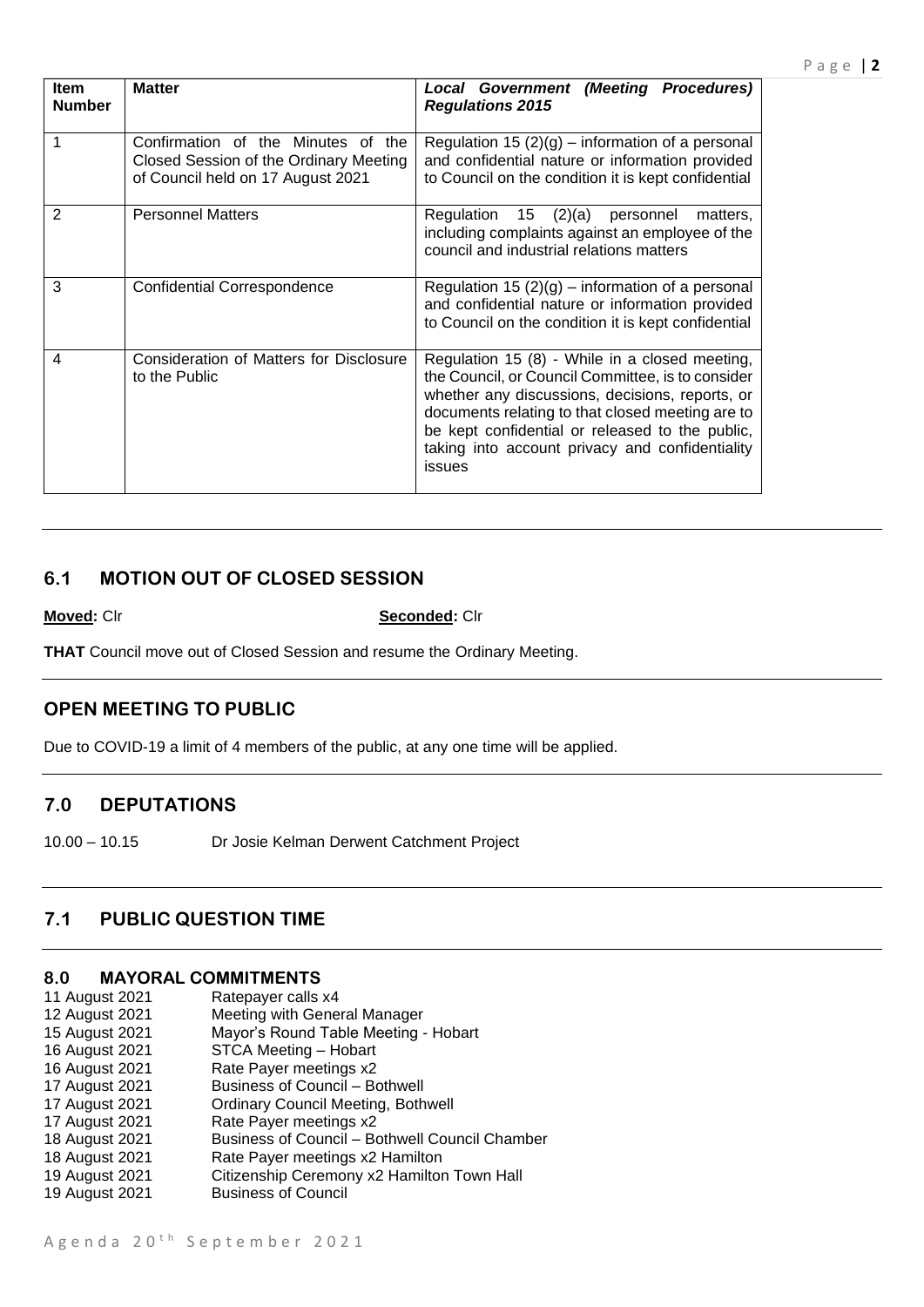| Item Number | Matter | ***Local Government (Meeting Procedures) Regulations 2015*** |
|---|---|---|
| 1 | Confirmation of the Minutes of the Closed Session of the Ordinary Meeting of Council held on 17 August 2021 | Regulation 15 (2)(g) – information of a personal and confidential nature or information provided to Council on the condition it is kept confidential |
| 2 | Personnel Matters | Regulation 15 (2)(a) personnel matters, including complaints against an employee of the council and industrial relations matters |
| 3 | Confidential Correspondence | Regulation 15 (2)(g) – information of a personal and confidential nature or information provided to Council on the condition it is kept confidential |
| 4 | Consideration of Matters for Disclosure to the Public | Regulation 15 (8) - While in a closed meeting, the Council, or Council Committee, is to consider whether any discussions, decisions, reports, or documents relating to that closed meeting are to be kept confidential or released to the public, taking into account privacy and confidentiality issues |

## 6.1 MOTION OUT OF CLOSED SESSION

**Moved:** Clr **Seconded:** Clr

**THAT** Council move out of Closed Session and resume the Ordinary Meeting.

## OPEN MEETING TO PUBLIC

Due to COVID-19 a limit of 4 members of the public, at any one time will be applied.

## 7.0 DEPUTATIONS

10.00 – 10.15 Dr Josie Kelman Derwent Catchment Project

## 7.1 PUBLIC QUESTION TIME

## 8.0 MAYORAL COMMITMENTS

| | |
|---|---|
| 11 August 2021 | Ratepayer calls x4 |
| 12 August 2021 | Meeting with General Manager |
| 15 August 2021 | Mayor's Round Table Meeting - Hobart |
| 16 August 2021 | STCA Meeting – Hobart |
| 16 August 2021 | Rate Payer meetings x2 |
| 17 August 2021 | Business of Council – Bothwell |
| 17 August 2021 | Ordinary Council Meeting, Bothwell |
| 17 August 2021 | Rate Payer meetings x2 |
| 18 August 2021 | Business of Council – Bothwell Council Chamber |
| 18 August 2021 | Rate Payer meetings x2 Hamilton |
| 19 August 2021 | Citizenship Ceremony x2 Hamilton Town Hall |
| 19 August 2021 | Business of Council |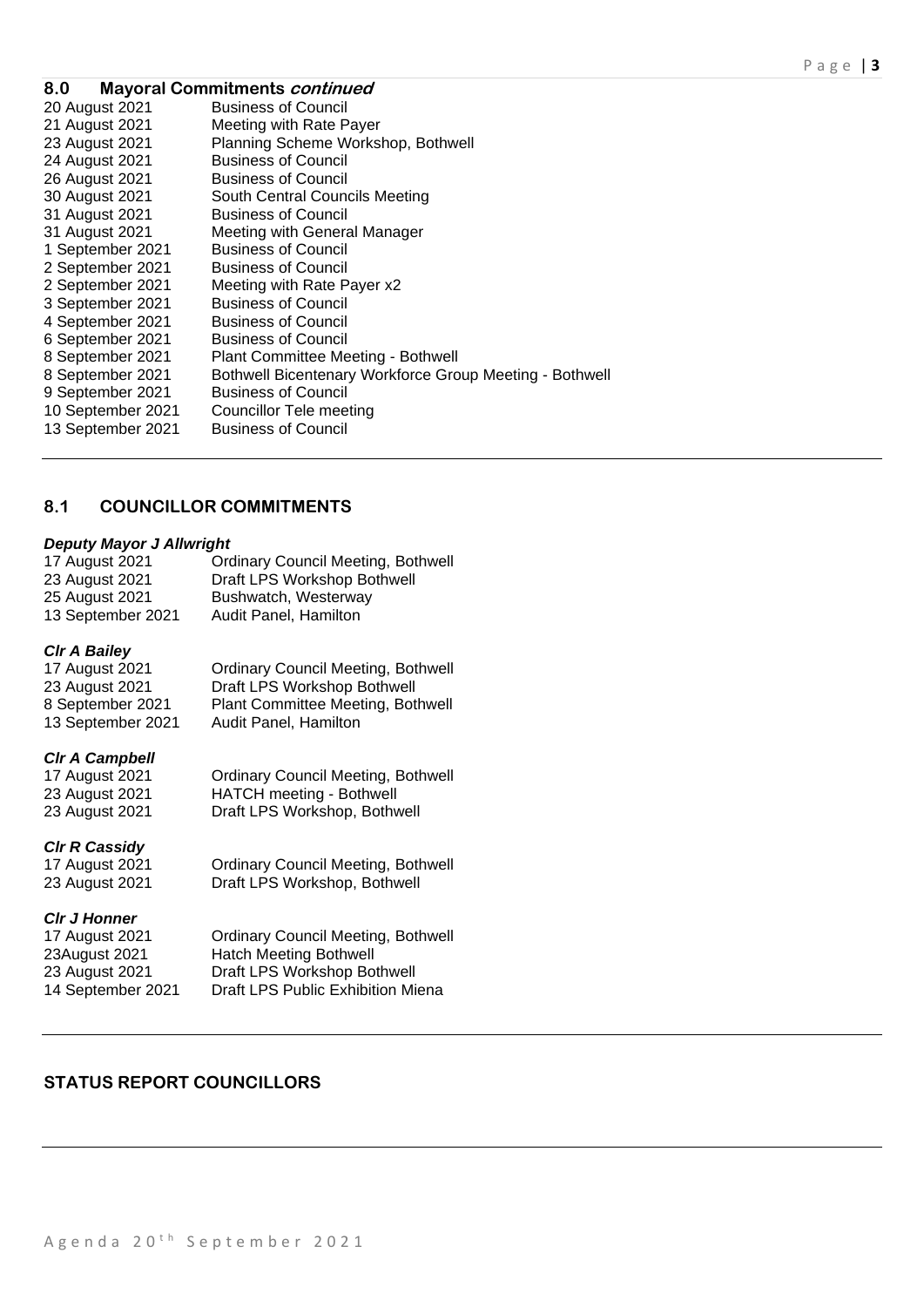## 8.0 Mayoral Commitments *continued*

| | |
|---|---|
| 20 August 2021 | Business of Council |
| 21 August 2021 | Meeting with Rate Payer |
| 23 August 2021 | Planning Scheme Workshop, Bothwell |
| 24 August 2021 | Business of Council |
| 26 August 2021 | Business of Council |
| 30 August 2021 | South Central Councils Meeting |
| 31 August 2021 | Business of Council |
| 31 August 2021 | Meeting with General Manager |
| 1 September 2021 | Business of Council |
| 2 September 2021 | Business of Council |
| 2 September 2021 | Meeting with Rate Payer x2 |
| 3 September 2021 | Business of Council |
| 4 September 2021 | Business of Council |
| 6 September 2021 | Business of Council |
| 8 September 2021 | Plant Committee Meeting - Bothwell |
| 8 September 2021 | Bothwell Bicentenary Workforce Group Meeting - Bothwell |
| 9 September 2021 | Business of Council |
| 10 September 2021 | Councillor Tele meeting |
| 13 September 2021 | Business of Council |

## 8.1 COUNCILLOR COMMITMENTS

***Deputy Mayor J Allwright***

| | |
|---|---|
| 17 August 2021 | Ordinary Council Meeting, Bothwell |
| 23 August 2021 | Draft LPS Workshop Bothwell |
| 25 August 2021 | Bushwatch, Westerway |
| 13 September 2021 | Audit Panel, Hamilton |

***Clr A Bailey***

| | |
|---|---|
| 17 August 2021 | Ordinary Council Meeting, Bothwell |
| 23 August 2021 | Draft LPS Workshop Bothwell |
| 8 September 2021 | Plant Committee Meeting, Bothwell |
| 13 September 2021 | Audit Panel, Hamilton |

***Clr A Campbell***

| | |
|---|---|
| 17 August 2021 | Ordinary Council Meeting, Bothwell |
| 23 August 2021 | HATCH meeting - Bothwell |
| 23 August 2021 | Draft LPS Workshop, Bothwell |

***Clr R Cassidy***

| | |
|---|---|
| 17 August 2021 | Ordinary Council Meeting, Bothwell |
| 23 August 2021 | Draft LPS Workshop, Bothwell |

***Clr J Honner***

| | |
|---|---|
| 17 August 2021 | Ordinary Council Meeting, Bothwell |
| 23August 2021 | Hatch Meeting Bothwell |
| 23 August 2021 | Draft LPS Workshop Bothwell |
| 14 September 2021 | Draft LPS Public Exhibition Miena |

## STATUS REPORT COUNCILLORS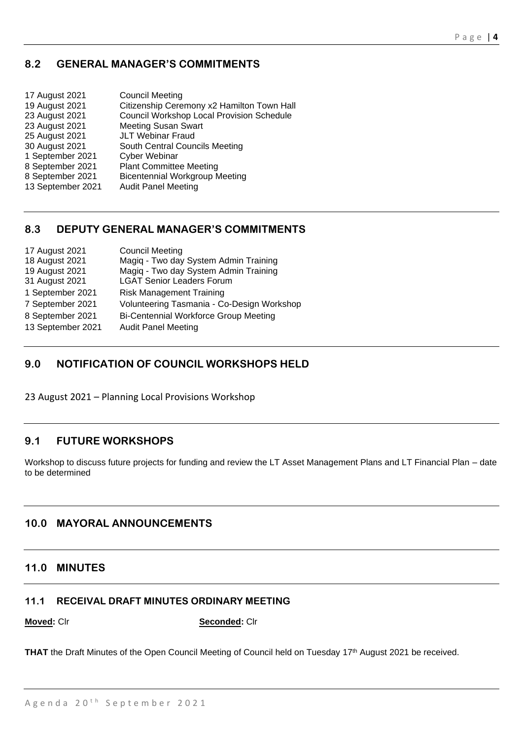## 8.2 GENERAL MANAGER'S COMMITMENTS

| | |
|---|---|
| 17 August 2021 | Council Meeting |
| 19 August 2021 | Citizenship Ceremony x2 Hamilton Town Hall |
| 23 August 2021 | Council Workshop Local Provision Schedule |
| 23 August 2021 | Meeting Susan Swart |
| 25 August 2021 | JLT Webinar Fraud |
| 30 August 2021 | South Central Councils Meeting |
| 1 September 2021 | Cyber Webinar |
| 8 September 2021 | Plant Committee Meeting |
| 8 September 2021 | Bicentennial Workgroup Meeting |
| 13 September 2021 | Audit Panel Meeting |

## 8.3 DEPUTY GENERAL MANAGER'S COMMITMENTS

| | |
|---|---|
| 17 August 2021 | Council Meeting |
| 18 August 2021 | Magiq - Two day System Admin Training |
| 19 August 2021 | Magiq - Two day System Admin Training |
| 31 August 2021 | LGAT Senior Leaders Forum |
| 1 September 2021 | Risk Management Training |
| 7 September 2021 | Volunteering Tasmania - Co-Design Workshop |
| 8 September 2021 | Bi-Centennial Workforce Group Meeting |
| 13 September 2021 | Audit Panel Meeting |

## 9.0 NOTIFICATION OF COUNCIL WORKSHOPS HELD

23 August 2021 – Planning Local Provisions Workshop

## 9.1 FUTURE WORKSHOPS

Workshop to discuss future projects for funding and review the LT Asset Management Plans and LT Financial Plan – date to be determined

## 10.0 MAYORAL ANNOUNCEMENTS

## 11.0 MINUTES

### 11.1 RECEIVAL DRAFT MINUTES ORDINARY MEETING

**Moved:** Clr **Seconded:** Clr

**THAT** the Draft Minutes of the Open Council Meeting of Council held on Tuesday 17th August 2021 be received.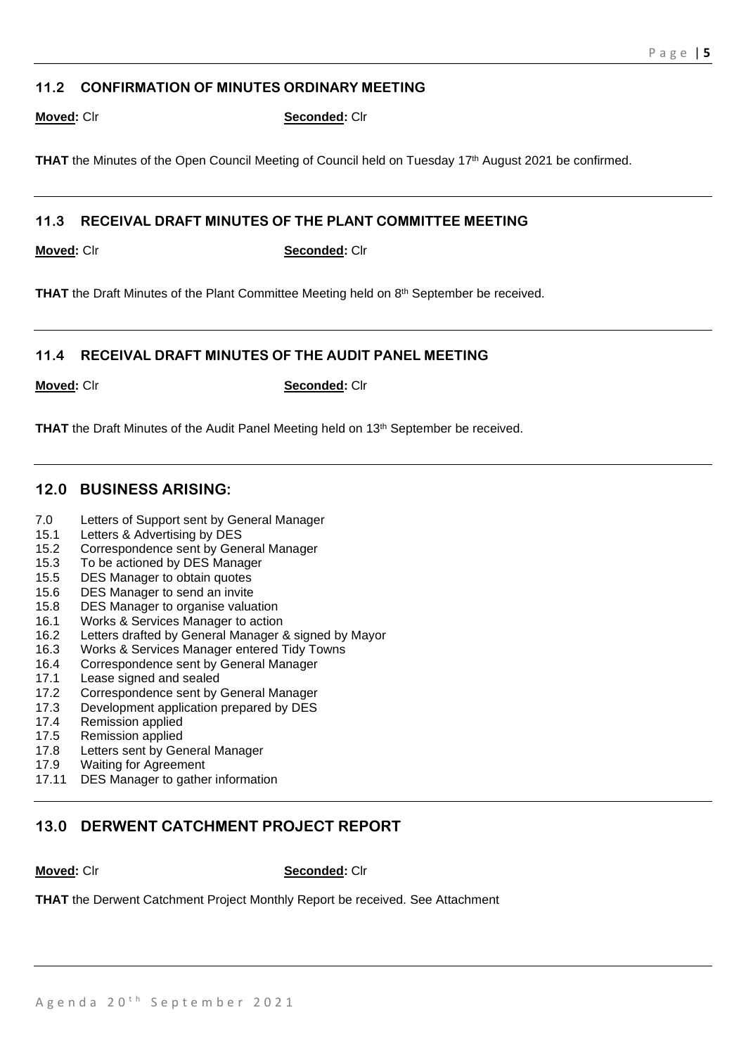### 11.2 CONFIRMATION OF MINUTES ORDINARY MEETING

**Moved:** Clr **Seconded:** Clr

**THAT** the Minutes of the Open Council Meeting of Council held on Tuesday 17th August 2021 be confirmed.

---

### 11.3 RECEIVAL DRAFT MINUTES OF THE PLANT COMMITTEE MEETING

**Moved:** Clr **Seconded:** Clr

**THAT** the Draft Minutes of the Plant Committee Meeting held on 8th September be received.

---

### 11.4 RECEIVAL DRAFT MINUTES OF THE AUDIT PANEL MEETING

**Moved:** Clr **Seconded:** Clr

**THAT** the Draft Minutes of the Audit Panel Meeting held on 13th September be received.

---

## 12.0 BUSINESS ARISING:

7.0 Letters of Support sent by General Manager
15.1 Letters & Advertising by DES
15.2 Correspondence sent by General Manager
15.3 To be actioned by DES Manager
15.5 DES Manager to obtain quotes
15.6 DES Manager to send an invite
15.8 DES Manager to organise valuation
16.1 Works & Services Manager to action
16.2 Letters drafted by General Manager & signed by Mayor
16.3 Works & Services Manager entered Tidy Towns
16.4 Correspondence sent by General Manager
17.1 Lease signed and sealed
17.2 Correspondence sent by General Manager
17.3 Development application prepared by DES
17.4 Remission applied
17.5 Remission applied
17.8 Letters sent by General Manager
17.9 Waiting for Agreement
17.11 DES Manager to gather information

---

## 13.0 DERWENT CATCHMENT PROJECT REPORT

**Moved:** Clr **Seconded:** Clr

**THAT** the Derwent Catchment Project Monthly Report be received. See Attachment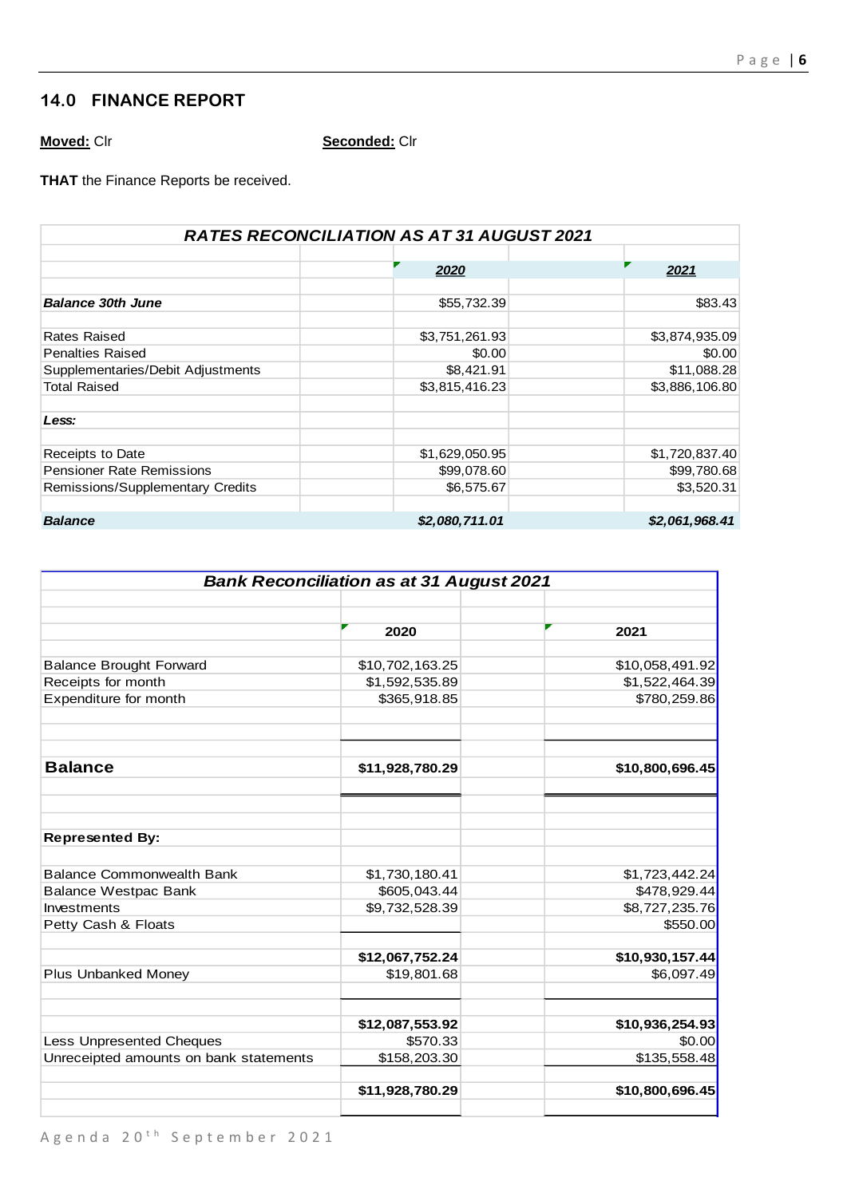## 14.0 FINANCE REPORT

**Moved:** Clr **Seconded:** Clr

**THAT** the Finance Reports be received.

| *RATES RECONCILIATION AS AT 31 AUGUST 2021* | | |
|---|---|---|
| | ***2020*** | ***2021*** |
| ***Balance 30th June*** | $55,732.39 | $83.43 |
| Rates Raised | $3,751,261.93 | $3,874,935.09 |
| Penalties Raised | $0.00 | $0.00 |
| Supplementaries/Debit Adjustments | $8,421.91 | $11,088.28 |
| Total Raised | $3,815,416.23 | $3,886,106.80 |
| ***Less:*** | | |
| Receipts to Date | $1,629,050.95 | $1,720,837.40 |
| Pensioner Rate Remissions | $99,078.60 | $99,780.68 |
| Remissions/Supplementary Credits | $6,575.67 | $3,520.31 |
| ***Balance*** | ***$2,080,711.01*** | ***$2,061,968.41*** |

| *Bank Reconciliation as at 31 August 2021* | | |
|---|---|---|
| | **2020** | **2021** |
| Balance Brought Forward | $10,702,163.25 | $10,058,491.92 |
| Receipts for month | $1,592,535.89 | $1,522,464.39 |
| Expenditure for month | $365,918.85 | $780,259.86 |
| **Balance** | **$11,928,780.29** | **$10,800,696.45** |
| **Represented By:** | | |
| Balance Commonwealth Bank | $1,730,180.41 | $1,723,442.24 |
| Balance Westpac Bank | $605,043.44 | $478,929.44 |
| Investments | $9,732,528.39 | $8,727,235.76 |
| Petty Cash & Floats | | $550.00 |
| | **$12,067,752.24** | **$10,930,157.44** |
| Plus Unbanked Money | $19,801.68 | $6,097.49 |
| | **$12,087,553.92** | **$10,936,254.93** |
| Less Unpresented Cheques | $570.33 | $0.00 |
| Unreceipted amounts on bank statements | $158,203.30 | $135,558.48 |
| | **$11,928,780.29** | **$10,800,696.45** |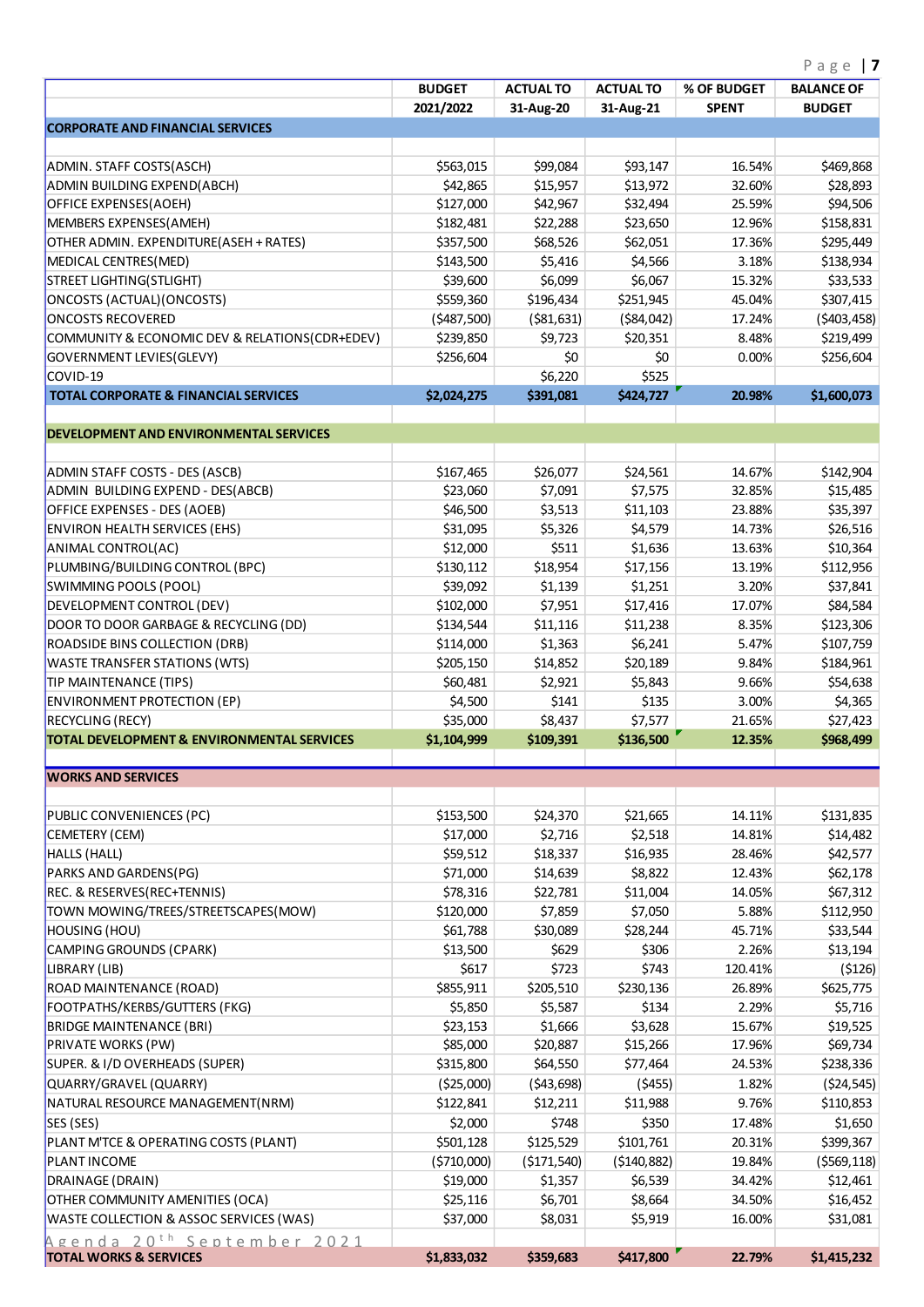| | BUDGET 2021/2022 | ACTUAL TO 31-Aug-20 | ACTUAL TO 31-Aug-21 | % OF BUDGET SPENT | BALANCE OF BUDGET |
|---|---|---|---|---|---|
| **CORPORATE AND FINANCIAL SERVICES** | | | | | |
| | | | | | |
| ADMIN. STAFF COSTS(ASCH) | $563,015 | $99,084 | $93,147 | 16.54% | $469,868 |
| ADMIN BUILDING EXPEND(ABCH) | $42,865 | $15,957 | $13,972 | 32.60% | $28,893 |
| OFFICE EXPENSES(AOEH) | $127,000 | $42,967 | $32,494 | 25.59% | $94,506 |
| MEMBERS EXPENSES(AMEH) | $182,481 | $22,288 | $23,650 | 12.96% | $158,831 |
| OTHER ADMIN. EXPENDITURE(ASEH + RATES) | $357,500 | $68,526 | $62,051 | 17.36% | $295,449 |
| MEDICAL CENTRES(MED) | $143,500 | $5,416 | $4,566 | 3.18% | $138,934 |
| STREET LIGHTING(STLIGHT) | $39,600 | $6,099 | $6,067 | 15.32% | $33,533 |
| ONCOSTS (ACTUAL)(ONCOSTS) | $559,360 | $196,434 | $251,945 | 45.04% | $307,415 |
| ONCOSTS RECOVERED | ($487,500) | ($81,631) | ($84,042) | 17.24% | ($403,458) |
| COMMUNITY & ECONOMIC DEV & RELATIONS(CDR+EDEV) | $239,850 | $9,723 | $20,351 | 8.48% | $219,499 |
| GOVERNMENT LEVIES(GLEVY) | $256,604 | $0 | $0 | 0.00% | $256,604 |
| COVID-19 | | $6,220 | $525 | | |
| **TOTAL CORPORATE & FINANCIAL SERVICES** | **$2,024,275** | **$391,081** | **$424,727** | **20.98%** | **$1,600,073** |
| | | | | | |
| **DEVELOPMENT AND ENVIRONMENTAL SERVICES** | | | | | |
| | | | | | |
| ADMIN STAFF COSTS - DES (ASCB) | $167,465 | $26,077 | $24,561 | 14.67% | $142,904 |
| ADMIN BUILDING EXPEND - DES(ABCB) | $23,060 | $7,091 | $7,575 | 32.85% | $15,485 |
| OFFICE EXPENSES - DES (AOEB) | $46,500 | $3,513 | $11,103 | 23.88% | $35,397 |
| ENVIRON HEALTH SERVICES (EHS) | $31,095 | $5,326 | $4,579 | 14.73% | $26,516 |
| ANIMAL CONTROL(AC) | $12,000 | $511 | $1,636 | 13.63% | $10,364 |
| PLUMBING/BUILDING CONTROL (BPC) | $130,112 | $18,954 | $17,156 | 13.19% | $112,956 |
| SWIMMING POOLS (POOL) | $39,092 | $1,139 | $1,251 | 3.20% | $37,841 |
| DEVELOPMENT CONTROL (DEV) | $102,000 | $7,951 | $17,416 | 17.07% | $84,584 |
| DOOR TO DOOR GARBAGE & RECYCLING (DD) | $134,544 | $11,116 | $11,238 | 8.35% | $123,306 |
| ROADSIDE BINS COLLECTION (DRB) | $114,000 | $1,363 | $6,241 | 5.47% | $107,759 |
| WASTE TRANSFER STATIONS (WTS) | $205,150 | $14,852 | $20,189 | 9.84% | $184,961 |
| TIP MAINTENANCE (TIPS) | $60,481 | $2,921 | $5,843 | 9.66% | $54,638 |
| ENVIRONMENT PROTECTION (EP) | $4,500 | $141 | $135 | 3.00% | $4,365 |
| RECYCLING (RECY) | $35,000 | $8,437 | $7,577 | 21.65% | $27,423 |
| **TOTAL DEVELOPMENT & ENVIRONMENTAL SERVICES** | **$1,104,999** | **$109,391** | **$136,500** | **12.35%** | **$968,499** |
| | | | | | |
| **WORKS AND SERVICES** | | | | | |
| | | | | | |
| PUBLIC CONVENIENCES (PC) | $153,500 | $24,370 | $21,665 | 14.11% | $131,835 |
| CEMETERY (CEM) | $17,000 | $2,716 | $2,518 | 14.81% | $14,482 |
| HALLS (HALL) | $59,512 | $18,337 | $16,935 | 28.46% | $42,577 |
| PARKS AND GARDENS(PG) | $71,000 | $14,639 | $8,822 | 12.43% | $62,178 |
| REC. & RESERVES(REC+TENNIS) | $78,316 | $22,781 | $11,004 | 14.05% | $67,312 |
| TOWN MOWING/TREES/STREETSCAPES(MOW) | $120,000 | $7,859 | $7,050 | 5.88% | $112,950 |
| HOUSING (HOU) | $61,788 | $30,089 | $28,244 | 45.71% | $33,544 |
| CAMPING GROUNDS (CPARK) | $13,500 | $629 | $306 | 2.26% | $13,194 |
| LIBRARY (LIB) | $617 | $723 | $743 | 120.41% | ($126) |
| ROAD MAINTENANCE (ROAD) | $855,911 | $205,510 | $230,136 | 26.89% | $625,775 |
| FOOTPATHS/KERBS/GUTTERS (FKG) | $5,850 | $5,587 | $134 | 2.29% | $5,716 |
| BRIDGE MAINTENANCE (BRI) | $23,153 | $1,666 | $3,628 | 15.67% | $19,525 |
| PRIVATE WORKS (PW) | $85,000 | $20,887 | $15,266 | 17.96% | $69,734 |
| SUPER. & I/D OVERHEADS (SUPER) | $315,800 | $64,550 | $77,464 | 24.53% | $238,336 |
| QUARRY/GRAVEL (QUARRY) | ($25,000) | ($43,698) | ($455) | 1.82% | ($24,545) |
| NATURAL RESOURCE MANAGEMENT(NRM) | $122,841 | $12,211 | $11,988 | 9.76% | $110,853 |
| SES (SES) | $2,000 | $748 | $350 | 17.48% | $1,650 |
| PLANT M'TCE & OPERATING COSTS (PLANT) | $501,128 | $125,529 | $101,761 | 20.31% | $399,367 |
| PLANT INCOME | ($710,000) | ($171,540) | ($140,882) | 19.84% | ($569,118) |
| DRAINAGE (DRAIN) | $19,000 | $1,357 | $6,539 | 34.42% | $12,461 |
| OTHER COMMUNITY AMENITIES (OCA) | $25,116 | $6,701 | $8,664 | 34.50% | $16,452 |
| WASTE COLLECTION & ASSOC SERVICES (WAS) | $37,000 | $8,031 | $5,919 | 16.00% | $31,081 |
| **TOTAL WORKS & SERVICES** | **$1,833,032** | **$359,683** | **$417,800** | **22.79%** | **$1,415,232** |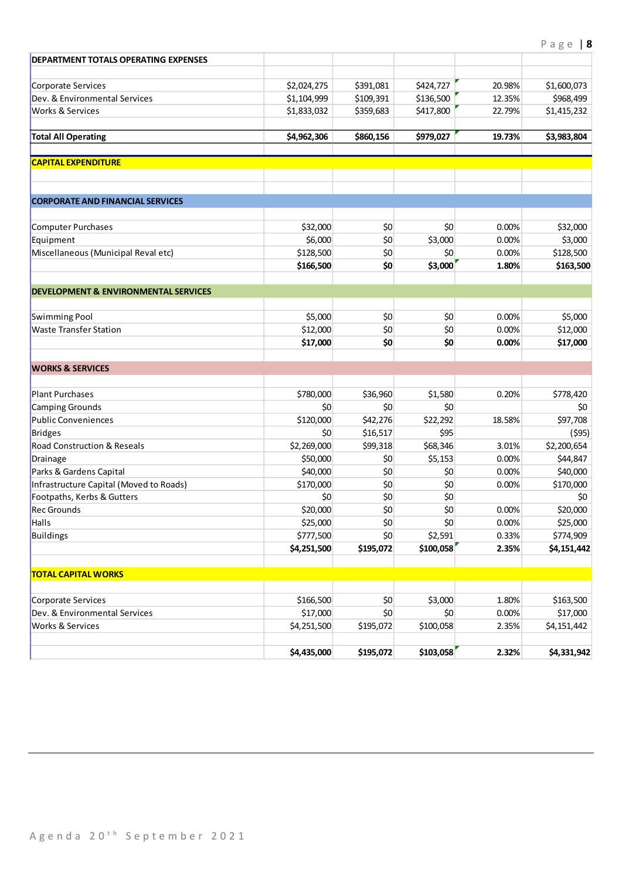| DEPARTMENT TOTALS OPERATING EXPENSES | | | | | |
|---|---|---|---|---|---|
| | | | | | |
| Corporate Services | $2,024,275 | $391,081 | $424,727 | 20.98% | $1,600,073 |
| Dev. & Environmental Services | $1,104,999 | $109,391 | $136,500 | 12.35% | $968,499 |
| Works & Services | $1,833,032 | $359,683 | $417,800 | 22.79% | $1,415,232 |
| | | | | | |
| **Total All Operating** | **$4,962,306** | **$860,156** | **$979,027** | **19.73%** | **$3,983,804** |
| | | | | | |
| **CAPITAL EXPENDITURE** | | | | | |
| | | | | | |
| **CORPORATE AND FINANCIAL SERVICES** | | | | | |
| | | | | | |
| Computer Purchases | $32,000 | $0 | $0 | 0.00% | $32,000 |
| Equipment | $6,000 | $0 | $3,000 | 0.00% | $3,000 |
| Miscellaneous (Municipal Reval etc) | $128,500 | $0 | $0 | 0.00% | $128,500 |
| | **$166,500** | **$0** | **$3,000** | **1.80%** | **$163,500** |
| | | | | | |
| **DEVELOPMENT & ENVIRONMENTAL SERVICES** | | | | | |
| | | | | | |
| Swimming Pool | $5,000 | $0 | $0 | 0.00% | $5,000 |
| Waste Transfer Station | $12,000 | $0 | $0 | 0.00% | $12,000 |
| | **$17,000** | **$0** | **$0** | **0.00%** | **$17,000** |
| | | | | | |
| **WORKS & SERVICES** | | | | | |
| | | | | | |
| Plant Purchases | $780,000 | $36,960 | $1,580 | 0.20% | $778,420 |
| Camping Grounds | $0 | $0 | $0 | | $0 |
| Public Conveniences | $120,000 | $42,276 | $22,292 | 18.58% | $97,708 |
| Bridges | $0 | $16,517 | $95 | | ($95) |
| Road Construction & Reseals | $2,269,000 | $99,318 | $68,346 | 3.01% | $2,200,654 |
| Drainage | $50,000 | $0 | $5,153 | 0.00% | $44,847 |
| Parks & Gardens Capital | $40,000 | $0 | $0 | 0.00% | $40,000 |
| Infrastructure Capital (Moved to Roads) | $170,000 | $0 | $0 | 0.00% | $170,000 |
| Footpaths, Kerbs & Gutters | $0 | $0 | $0 | | $0 |
| Rec Grounds | $20,000 | $0 | $0 | 0.00% | $20,000 |
| Halls | $25,000 | $0 | $0 | 0.00% | $25,000 |
| Buildings | $777,500 | $0 | $2,591 | 0.33% | $774,909 |
| | **$4,251,500** | **$195,072** | **$100,058** | **2.35%** | **$4,151,442** |
| | | | | | |
| **TOTAL CAPITAL WORKS** | | | | | |
| | | | | | |
| Corporate Services | $166,500 | $0 | $3,000 | 1.80% | $163,500 |
| Dev. & Environmental Services | $17,000 | $0 | $0 | 0.00% | $17,000 |
| Works & Services | $4,251,500 | $195,072 | $100,058 | 2.35% | $4,151,442 |
| | | | | | |
| | **$4,435,000** | **$195,072** | **$103,058** | **2.32%** | **$4,331,942** |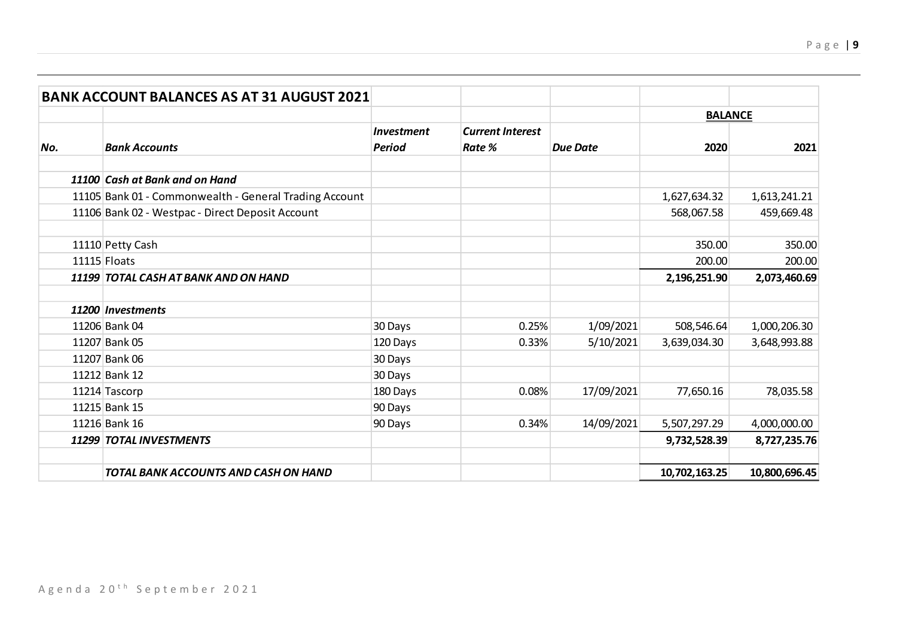| BANK ACCOUNT BALANCES AS AT 31 AUGUST 2021 | | | | | | |
|---|---|---|---|---|---|---|
| | | | | | **BALANCE** | |
| ***No.*** | ***Bank Accounts*** | ***Investment Period*** | ***Current Interest Rate %*** | ***Due Date*** | **2020** | **2021** |
| | | | | | | |
| ***11100*** | ***Cash at Bank and on Hand*** | | | | | |
| 11105 | Bank 01 - Commonwealth - General Trading Account | | | | 1,627,634.32 | 1,613,241.21 |
| 11106 | Bank 02 - Westpac - Direct Deposit Account | | | | 568,067.58 | 459,669.48 |
| | | | | | | |
| 11110 | Petty Cash | | | | 350.00 | 350.00 |
| 11115 | Floats | | | | 200.00 | 200.00 |
| ***11199*** | ***TOTAL CASH AT BANK AND ON HAND*** | | | | **2,196,251.90** | **2,073,460.69** |
| | | | | | | |
| ***11200*** | ***Investments*** | | | | | |
| 11206 | Bank 04 | 30 Days | 0.25% | 1/09/2021 | 508,546.64 | 1,000,206.30 |
| 11207 | Bank 05 | 120 Days | 0.33% | 5/10/2021 | 3,639,034.30 | 3,648,993.88 |
| 11207 | Bank 06 | 30 Days | | | | |
| 11212 | Bank 12 | 30 Days | | | | |
| 11214 | Tascorp | 180 Days | 0.08% | 17/09/2021 | 77,650.16 | 78,035.58 |
| 11215 | Bank 15 | 90 Days | | | | |
| 11216 | Bank 16 | 90 Days | 0.34% | 14/09/2021 | 5,507,297.29 | 4,000,000.00 |
| ***11299*** | ***TOTAL INVESTMENTS*** | | | | **9,732,528.39** | **8,727,235.76** |
| | | | | | | |
| | ***TOTAL BANK ACCOUNTS AND CASH ON HAND*** | | | | **10,702,163.25** | **10,800,696.45** |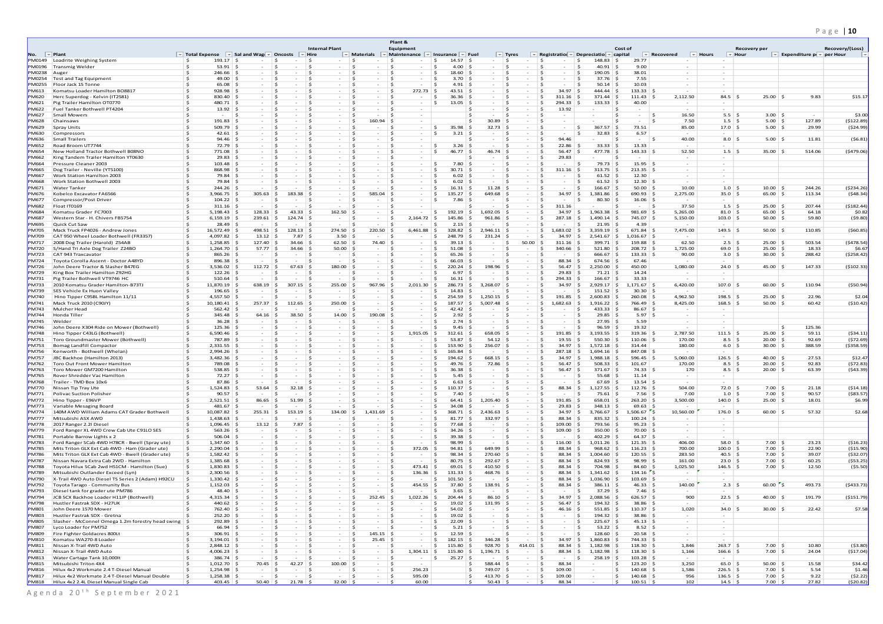| No. | Plant | Total Expense | Sal and Wages | Oncosts | Internal Plant Hire | Materials | Plant & Equipment Maintenance | Insurance | Fuel | Tyres | Registration | Depreciation | Cost of capital | Recovered | Hours | Recovery per Hour | Expenditure per Hour | Recovery/(Loss) per Hour |
|---|---|---|---|---|---|---|---|---|---|---|---|---|---|---|---|---|---|---|
| PM0149 | Loadrite Weighing System | 193.17 | - | - | - | - | - | 14.57 | - | - | - | 148.83 | 29.77 | - | - | | | |
| PM0196 | Transmig Welder | 53.91 | - | - | - | - | - | 4.00 | - | - | - | 40.91 | 9.00 | - | - | | | |
| PM0238 | Auger | 246.66 | - | - | - | - | - | 18.60 | - | - | - | 190.05 | 38.01 | - | - | | | |
| PM0254 | Test and Tag Equipment | 49.00 | - | - | - | - | - | 3.70 | - | - | - | 37.76 | 7.55 | - | - | | | |
| PM0255 | Floor Jack 15 Tonne | 65.08 | - | - | - | - | - | 4.91 | - | - | - | 50.14 | 10.03 | - | - | | | |
| PM613 | Komatsu Loader Hamilton BO8817 | 928.98 | - | - | - | - | 272.73 | 43.51 | - | - | 34.97 | 444.44 | 133.33 | - | - | | | |
| PM620 | Herc Superdog - Kelvin (IT2581) | 830.40 | - | - | - | - | - | 36.36 | - | - | 311.16 | 371.44 | 111.43 | 2,112.50 | 84.5 | 25.00 | 9.83 | $15.17 |
| PM621 | Pig Trailer Hamilton OT0770 | 480.71 | - | - | - | - | - | 13.05 | - | - | 294.33 | 133.33 | 40.00 | - | - | | | |
| PM622 | Fuel Tanker Bothwell PT4204 | 13.92 | - | - | - | - | - | | - | - | 13.92 | - | - | - | - | | | |
| PM627 | Small Mowers | - | - | - | - | - | - | | - | - | - | - | - | 16.50 | 5.5 | 3.00 | - | $3.00 |
| PM628 | Chainsaws | 191.83 | - | - | - | 160.94 | - | | 30.89 | - | - | - | - | 7.50 | 1.5 | 5.00 | 127.89 | ($122.89) |
| PM629 | Spray Units | 509.79 | - | - | - | - | - | 35.98 | 32.73 | - | - | 367.57 | 73.51 | 85.00 | 17.0 | 5.00 | 29.99 | ($24.99) |
| PM630 | Compressors | 42.61 | - | - | - | - | - | 3.21 | - | - | - | 32.83 | 6.57 | - | - | | | |
| PM636 | Small Trailers | 94.46 | - | - | - | - | - | | - | - | 94.46 | - | - | 40.00 | 8.0 | 5.00 | 11.81 | ($6.81) |
| PM652 | Road Broom UT7744 | 72.79 | - | - | - | - | - | 3.26 | - | - | 22.86 | 33.33 | 13.33 | - | - | | | |
| PM654 | New Holland Tractor Bothwell B08NO | 771.08 | - | - | - | - | - | 46.77 | 46.74 | - | 56.47 | 477.78 | 143.33 | 52.50 | 1.5 | 35.00 | 514.06 | ($479.06) |
| PM662 | King Tandem Trailer Hamilton YT0630 | 29.83 | - | - | - | - | - | | - | - | 29.83 | - | - | - | - | | | |
| PM664 | Pressure Cleaner 2003 | 103.48 | - | - | - | - | - | 7.80 | - | - | - | 79.73 | 15.95 | - | - | | | |
| PM665 | Dog Trailer - Neville (YT5100) | 868.98 | - | - | - | - | - | 30.71 | - | - | 311.16 | 313.75 | 213.35 | - | - | | | |
| PM667 | Work Station Hamilton 2003 | 79.84 | - | - | - | - | - | 6.02 | - | - | - | 61.52 | 12.30 | - | - | | | |
| PM668 | Work Station Bothwell 2003 | 79.84 | - | - | - | - | - | 6.02 | - | - | - | 61.52 | 12.30 | - | - | | | |
| PM671 | Water Tanker | 244.26 | - | - | - | - | - | 16.31 | 11.28 | - | - | 166.67 | 50.00 | 10.00 | 1.0 | 10.00 | 244.26 | ($234.26) |
| PM676 | Kobelco Excavator FA6566 | 3,966.75 | 305.63 | 183.38 | - | 585.04 | - | 135.27 | 649.68 | - | 34.97 | 1,381.86 | 690.93 | 2,275.00 | 35.0 | 65.00 | 113.34 | ($48.34) |
| PM677 | Compressor/Post Driver | 104.22 | - | - | - | - | - | 7.86 | - | - | - | 80.30 | 16.06 | - | - | | | |
| PM682 | Float IT0169 | 311.16 | - | - | - | - | - | | - | - | 311.16 | - | - | 37.50 | 1.5 | 25.00 | 207.44 | ($182.44) |
| PM684 | Komatsu Grader FC7003 | 5,198.43 | 128.33 | 43.33 | 162.50 | - | - | 192.19 | 1,692.05 | - | - | 1,963.38 | 981.69 | 5,265.00 | 81.0 | 65.00 | 64.18 | $0.82 |
| PM687 | Western Star - H. Chivers FB5754 | 6,159.19 | 239.61 | 124.74 | - | - | 2,164.72 | 145.86 | 961.86 | - | 287.18 | 1,490.14 | 745.07 | 5,150.00 | 103.0 | 50.00 | 59.80 | ($9.80) |
| PM695 | Quick Cut Saw | 28.49 | - | - | - | - | - | 2.15 | - | - | - | 21.95 | 4.39 | - | - | | | |
| PM705 | Mack Truck FP4026 - Andrew Jones | 16,572.49 | 498.51 | 128.13 | 274.50 | 220.50 | 6,461.88 | 328.82 | 2,946.11 | - | 1,683.02 | 3,359.19 | 671.84 | 7,475.00 | 149.5 | 50.00 | 110.85 | ($60.85) |
| PM709 | CAT 950 Wheel Loader Bothwell (FR3357) | 4,097.82 | 13.12 | 7.87 | 3.50 | - | - | 248.79 | 231.24 | - | 34.97 | 2,541.67 | 1,016.67 | - | - | | | |
| PM717 | 2008 Dog Trailer (Harold) Z54AB | 1,258.85 | 127.40 | 34.66 | 62.50 | 74.40 | - | 39.13 | - | 50.00 | 311.16 | 399.71 | 159.88 | 62.50 | 2.5 | 25.00 | 503.54 | ($478.54) |
| PM720 | S/Hand Tri Axle Dog Trailer Z24BO | 1,264.70 | 57.77 | 34.66 | 50.00 | - | - | 51.08 | - | - | 340.66 | 521.80 | 208.72 | 1,725.00 | 69.0 | 25.00 | 18.33 | $6.67 |
| PM723 | CAT 943 Traxcavator | 865.26 | - | - | - | - | - | 65.26 | - | - | - | 666.67 | 133.33 | 90.00 | 3.0 | 30.00 | 288.42 | ($258.42) |
| PM724 | Toyota Corolla Ascent - Doctor A48YD | 896.38 | - | - | - | - | - | 66.03 | - | - | 88.34 | 674.56 | 67.46 | | | | | |
| PM726 | John Deere Tractor & Slasher B47EG | 3,536.02 | 112.72 | 67.63 | 180.00 | - | - | 220.24 | 198.96 | - | 56.47 | 2,250.00 | 450.00 | 1,080.00 | 24.0 | 45.00 | 147.33 | ($102.33) |
| PM729 | King Box Trailer Hamilton Z92HG | 122.26 | - | - | - | - | - | 6.97 | - | - | 29.83 | 71.21 | 14.24 | - | - | | | |
| PM731 | Pig Trailer Bothwell VT9746 HC | 510.64 | - | - | - | - | - | 16.31 | - | - | 294.33 | 166.67 | 33.33 | - | - | | | |
| PM733 | 2010 Komatsu Grader Hamilton-B73TJ | 11,870.19 | 638.19 | 307.15 | 255.00 | 967.96 | 2,011.30 | 286.73 | 3,268.07 | - | 34.97 | 2,929.17 | 1,171.67 | 6,420.00 | 107.0 | 60.00 | 110.94 | ($50.94) |
| PM739 | SES Vehicle Ex Huon Valley | 196.65 | - | - | - | - | - | 14.83 | - | - | - | 151.52 | 30.30 | - | - | | | |
| PM740 | Hino Tipper C95BL Hamilton 11/11 | 4,557.50 | - | - | - | - | - | 254.59 | 1,250.15 | - | 191.85 | 2,600.83 | 260.08 | 4,962.50 | 198.5 | 25.00 | 22.96 | $2.04 |
| PM741 | Mack Truck 2010 (C90IY) | 10,180.41 | 257.37 | 112.65 | 250.00 | - | - | 187.57 | 5,007.48 | - | 1,682.63 | 1,916.22 | 766.49 | 8,425.00 | 168.5 | 50.00 | 60.42 | ($10.42) |
| PM743 | Mulcher Head | 562.42 | - | - | - | - | - | 42.42 | - | - | - | 433.33 | 86.67 | - | - | | | |
| PM744 | Honda Tiller | 345.48 | 64.16 | 38.50 | 14.00 | 190.08 | - | 2.92 | - | - | - | 29.85 | 5.97 | - | - | | | |
| PM745 | Welder | 36.28 | - | - | - | - | - | 2.74 | - | - | - | 27.95 | 5.59 | - | - | | | |
| PM746 | John Deere X304 Ride on Mower (Bothwell) | 125.36 | - | - | - | - | - | 9.45 | - | - | - | 96.59 | 19.32 | - | - | | 125.36 | |
| PM748 | Hino Tipper C43LG (Bothwell) | 6,590.46 | - | - | - | - | 1,915.05 | 312.61 | 658.05 | - | 191.85 | 3,193.55 | 319.36 | 2,787.50 | 111.5 | 25.00 | 59.11 | ($34.11) |
| PM751 | Toro Groundmaster Mower (Bothwell) | 787.89 | - | - | - | - | - | 53.87 | 54.12 | - | 19.55 | 550.30 | 110.06 | 170.00 | 8.5 | 20.00 | 92.69 | ($72.69) |
| PM753 | Bomag Landfill Compactor | 2,331.55 | - | - | - | - | - | 153.90 | 256.07 | - | 34.97 | 1,572.18 | 314.44 | 180.00 | 6.0 | 30.00 | 388.59 | ($358.59) |
| PM756 | Kenworth - Bothwell (Whelan) | 2,994.26 | - | - | - | - | - | 165.84 | - | - | 287.18 | 1,694.16 | 847.08 | - | - | | | |
| PM757 | JBC Backhoe (Hamilton 2013) | 3,482.36 | - | - | - | - | - | 194.62 | 668.15 | - | 34.97 | 1,988.18 | 596.45 | 5,060.00 | 126.5 | 40.00 | 27.53 | $12.47 |
| PM762 | Toro Out Front Mower Hamilton | 789.08 | - | - | - | - | - | 49.76 | 72.86 | - | 56.47 | 508.33 | 101.67 | 170.00 | 8.5 | 20.00 | 92.83 | ($72.83) |
| PM763 | Toro Mower GM7200 Hamilton | 538.85 | - | - | - | - | - | 36.38 | - | - | 56.47 | 371.67 | 74.33 | 170 | 8.5 | 20.00 | 63.39 | ($43.39) |
| PM765 | Rover Shredder Vac Hamilton | 72.27 | - | - | - | - | - | 5.45 | - | - | - | 55.68 | 11.14 | - | - | | | |
| PM768 | Trailer - TMD Box 10x6 | 87.86 | - | - | - | - | - | 6.63 | - | - | - | 67.69 | 13.54 | - | - | | | |
| PM770 | Nissan Tip Tray Ute | 1,524.83 | 53.64 | 32.18 | - | - | - | 110.37 | - | - | 88.34 | 1,127.55 | 112.76 | 504.00 | 72.0 | 7.00 | 21.18 | ($14.18) |
| PM771 | Polivac Suction Polisher | 90.57 | - | - | - | - | - | 7.40 | - | - | - | 75.61 | 7.56 | 7.00 | 1.0 | 7.00 | 90.57 | ($83.57) |
| PM772 | Hino Tipper - E96VP | 2,521.51 | 86.65 | 51.99 | - | - | - | 64.41 | 1,205.40 | - | 191.85 | 658.01 | 263.20 | 3,500.00 | 140.0 | 25.00 | 18.01 | $6.99 |
| PM773 | Variable Mesaging Board | 481.67 | - | - | - | - | - | 34.08 | - | - | 29.83 | 348.13 | 69.63 | - | - | | | |
| PM774 | 140M AWD William Adams CAT Grader Bothwell | 10,087.82 | 255.31 | 153.19 | 134.00 | 1,431.69 | - | 368.71 | 2,436.63 | - | 34.97 | 3,766.67 | 1,506.67 | 10,560.00 | 176.0 | 60.00 | 57.32 | $2.68 |
| PM777 | Mitsubishi ASX AWD | 1,438.63 | - | - | - | - | - | 81.77 | 332.97 | - | 88.34 | 835.32 | 100.24 | - | - | | | |
| PM778 | 2017 Ranger 2.2l Diesel | 1,096.45 | 13.12 | 7.87 | - | - | - | 77.68 | - | - | 109.00 | 793.56 | 95.23 | - | - | | | |
| PM779 | Ford Ranger XL 4WD Crew Cab Ute C91LO SES | 563.26 | - | - | - | - | - | 34.26 | - | - | 109.00 | 350.00 | 70.00 | - | - | | | |
| PM781 | Portable Barrow Lights x 2 | 506.04 | - | - | - | - | - | 39.38 | - | - | - | 402.29 | 64.37 | - | - | | | |
| PM783 | Ford Ranger SCab 4WD H78CR - Bwell (Spray ute) | 1,347.60 | - | - | - | - | - | 98.99 | - | - | 116.00 | 1,011.26 | 121.35 | 406.00 | 58.0 | 7.00 | 23.23 | ($16.23) |
| PM785 | Mits Triton GLX Ext Cab 4WD - Ham (Grader ute) | 2,290.04 | - | - | - | - | 372.05 | 94.81 | 649.99 | - | 88.34 | 968.62 | 116.23 | 700.00 | 100.0 | 7.00 | 22.90 | ($15.90) |
| PM786 | Mits Triton GLX Ext Cab 4WD - Bwell (Grader ute) | 1,582.42 | - | - | - | - | - | 98.34 | 270.60 | - | 88.34 | 1,004.60 | 120.55 | 283.50 | 40.5 | 7.00 | 39.07 | ($32.07) |
| PM787 | Nissan Navara Extra Cab 2WD - Hamilton | 1,385.68 | - | - | - | - | - | 80.75 | 292.67 | - | 88.34 | 824.93 | 98.99 | 161.00 | 23.0 | 7.00 | 60.25 | ($53.25) |
| PM788 | Toyota Hilux SCab 2wd H51CM - Hamilton (Sue) | 1,830.83 | - | - | - | - | 473.41 | 69.01 | 410.50 | - | 88.34 | 704.98 | 84.60 | 1,025.50 | 146.5 | 7.00 | 12.50 | ($5.50) |
| PM789 | Mitsubishi Outlander Exceed (Lyn) | 2,300.56 | - | - | - | - | 136.36 | 131.33 | 468.76 | - | 88.34 | 1,341.62 | 134.16 | - | - | | | |
| PM790 | X-Trail 4WD Auto Diesel TS Series 2 (Adam) H92CU | 1,330.42 | - | - | - | - | - | 101.50 | - | - | 88.34 | 1,036.90 | 103.69 | - | - | | | |
| PM792 | Toyota Tarago - Community Bus | 1,152.03 | - | - | - | - | 454.55 | 37.80 | 138.91 | - | 88.34 | 386.11 | 46.33 | 140.00 | 2.3 | 60.00 | 493.73 | ($433.73) |
| PM793 | Diesel tank for grader ute PM786 | 48.40 | - | - | - | - | - | 3.65 | - | - | - | 37.29 | 7.46 | - | - | | | |
| PM794 | JCB 5CX Backhoe Loader H11JP (Bothwell) | 4,315.34 | - | - | - | 252.45 | 1,022.26 | 204.44 | 86.10 | - | 34.97 | 2,088.56 | 626.57 | 900 | 22.5 | 40.00 | 191.79 | ($151.79) |
| PM798 | Hustler Fastrak SDX - H27UK | 440.62 | - | - | - | - | - | 19.02 | 131.95 | - | 56.47 | 194.32 | 38.86 | - | - | | | |
| PM801 | John Deere 1570 Mower | 762.40 | - | - | - | - | - | 54.02 | - | - | 46.16 | 551.85 | 110.37 | 1,020 | 34.0 | 30.00 | 22.42 | $7.58 |
| PM803 | Hustler Fastrak SDX - Gretna | 252.20 | - | - | - | - | - | 19.02 | - | - | - | 194.32 | 38.86 | - | - | | | |
| PM805 | Slasher - McConnel Omega 1.2m forestry head swing | 292.89 | - | - | - | - | - | 22.09 | - | - | - | 225.67 | 45.13 | - | - | | | |
| PM807 | Lyco Loader for PM752 | 66.94 | - | - | - | - | - | 5.21 | - | - | - | 53.22 | 8.52 | - | - | | | |
| PM809 | Fire Fighter Goldacres 800Lt | 306.91 | - | - | - | 145.15 | - | 12.59 | - | - | - | 128.60 | 20.58 | - | - | | | |
| PM810 | Komatsu WA270-8 Loader | 3,194.01 | - | - | - | 25.45 | - | 182.15 | 346.28 | - | 34.97 | 1,860.83 | 744.33 | - | - | | | |
| PM811 | Nissan X-Trail 4WD Auto | 2,848.12 | - | - | - | - | - | 115.80 | 928.70 | 414.01 | 88.34 | 1,182.98 | 118.30 | 1,846 | 263.7 | 7.00 | 10.80 | ($3.80) |
| PM812 | Nissan X-Trail 4WD Auto | 4,006.23 | - | - | - | - | 1,304.11 | 115.80 | 1,196.71 | - | 88.34 | 1,182.98 | 118.30 | 1,166 | 166.6 | 7.00 | 24.04 | ($17.04) |
| PM813 | Water Cartage Tank 10,000lt | 386.74 | - | - | - | - | - | 25.27 | - | - | - | 258.19 | 103.28 | - | - | | | |
| PM815 | Mitsubishi Triton 4X4 | 1,012.70 | 70.45 | 42.27 | 100.00 | - | - | | 588.44 | - | 88.34 | - | 123.20 | 3,250 | 65.0 | 50.00 | 15.58 | $34.42 |
| PM816 | Hilux 4x2 Workmate 2.4 T-Diesel Manual | 1,254.98 | - | - | - | - | 256.23 | | 749.07 | - | 109.00 | - | 140.68 | 1,586 | 226.5 | 7.00 | 5.54 | $1.46 |
| PM817 | Hilux 4x2 Workmate 2.4 T-Diesel Manual Double | 1,258.38 | - | - | - | - | 595.00 | | 413.70 | - | 109.00 | - | 140.68 | 956 | 136.5 | 7.00 | 9.22 | ($2.22) |
| PM818 | Hilux 4x2 2.4L Diesel Manual Single Cab | 403.45 | 50.40 | 21.78 | 32.00 | - | 60.00 | | 50.43 | - | 88.34 | - | 100.51 | 102 | 14.5 | 7.00 | 27.82 | ($20.82) |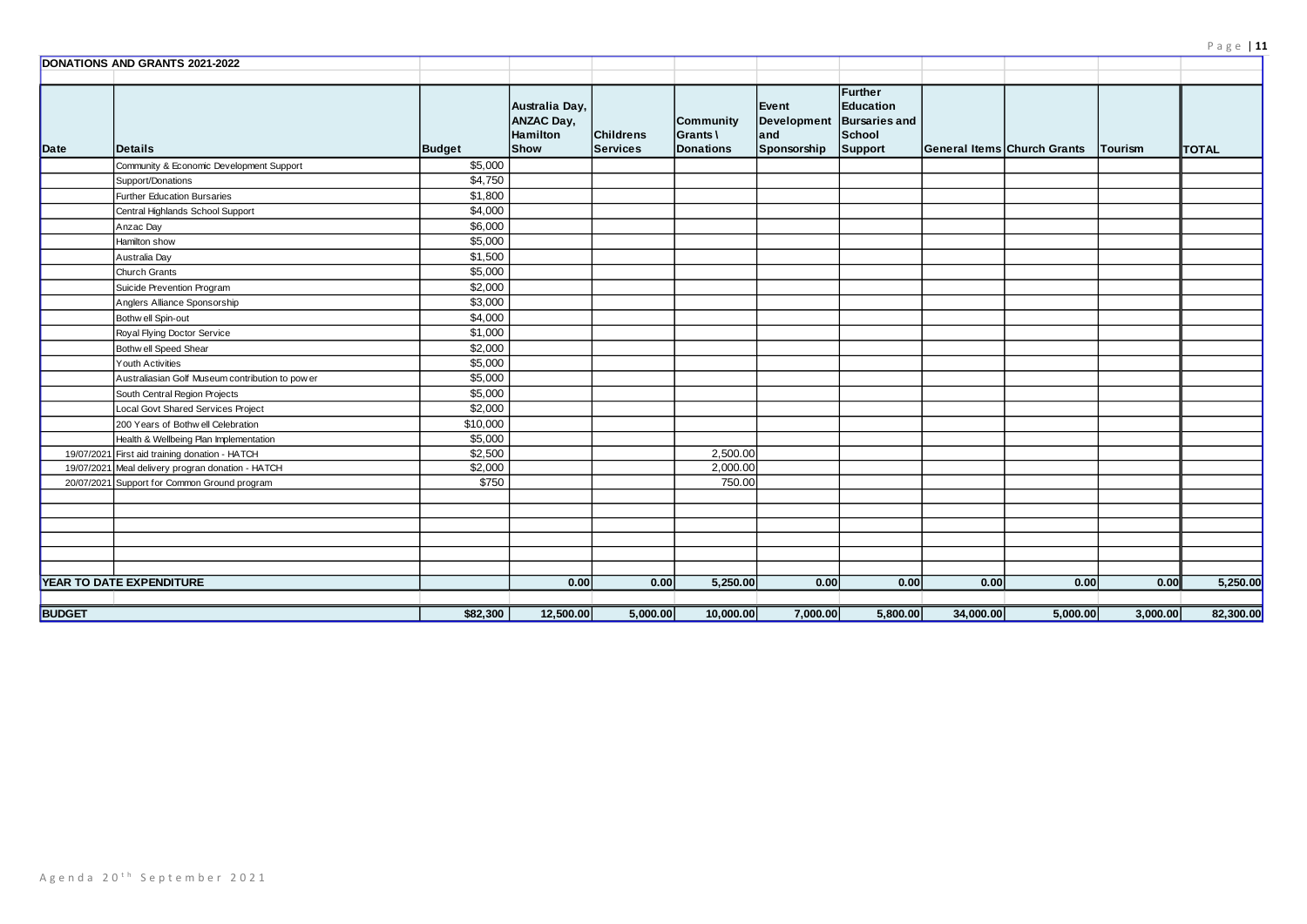**DONATIONS AND GRANTS 2021-2022**

| Date | Details | Budget | Australia Day, ANZAC Day, Hamilton Show | Childrens Services | Community Grants \ Donations | Event Development and Sponsorship | Further Education Bursaries and School Support | General Items | Church Grants | Tourism | TOTAL |
|---|---|---|---|---|---|---|---|---|---|---|---|
| | Community & Economic Development Support | $5,000 | | | | | | | | | |
| | Support/Donations | $4,750 | | | | | | | | | |
| | Further Education Bursaries | $1,800 | | | | | | | | | |
| | Central Highlands School Support | $4,000 | | | | | | | | | |
| | Anzac Day | $6,000 | | | | | | | | | |
| | Hamilton show | $5,000 | | | | | | | | | |
| | Australia Day | $1,500 | | | | | | | | | |
| | Church Grants | $5,000 | | | | | | | | | |
| | Suicide Prevention Program | $2,000 | | | | | | | | | |
| | Anglers Alliance Sponsorship | $3,000 | | | | | | | | | |
| | Bothwell Spin-out | $4,000 | | | | | | | | | |
| | Royal Flying Doctor Service | $1,000 | | | | | | | | | |
| | Bothwell Speed Shear | $2,000 | | | | | | | | | |
| | Youth Activities | $5,000 | | | | | | | | | |
| | Australiasian Golf Museum contribution to power | $5,000 | | | | | | | | | |
| | South Central Region Projects | $5,000 | | | | | | | | | |
| | Local Govt Shared Services Project | $2,000 | | | | | | | | | |
| | 200 Years of Bothwell Celebration | $10,000 | | | | | | | | | |
| | Health & Wellbeing Plan Implementation | $5,000 | | | | | | | | | |
| 19/07/2021 | First aid training donation - HATCH | $2,500 | | | 2,500.00 | | | | | | |
| 19/07/2021 | Meal delivery progran donation - HATCH | $2,000 | | | 2,000.00 | | | | | | |
| 20/07/2021 | Support for Common Ground program | $750 | | | 750.00 | | | | | | |
| | | | | | | | | | | | |
| | | | | | | | | | | | |
| | | | | | | | | | | | |
| | | | | | | | | | | | |
| | | | | | | | | | | | |
| **YEAR TO DATE EXPENDITURE** | | | **0.00** | **0.00** | **5,250.00** | **0.00** | **0.00** | **0.00** | **0.00** | **0.00** | **5,250.00** |
| **BUDGET** | | **$82,300** | **12,500.00** | **5,000.00** | **10,000.00** | **7,000.00** | **5,800.00** | **34,000.00** | **5,000.00** | **3,000.00** | **82,300.00** |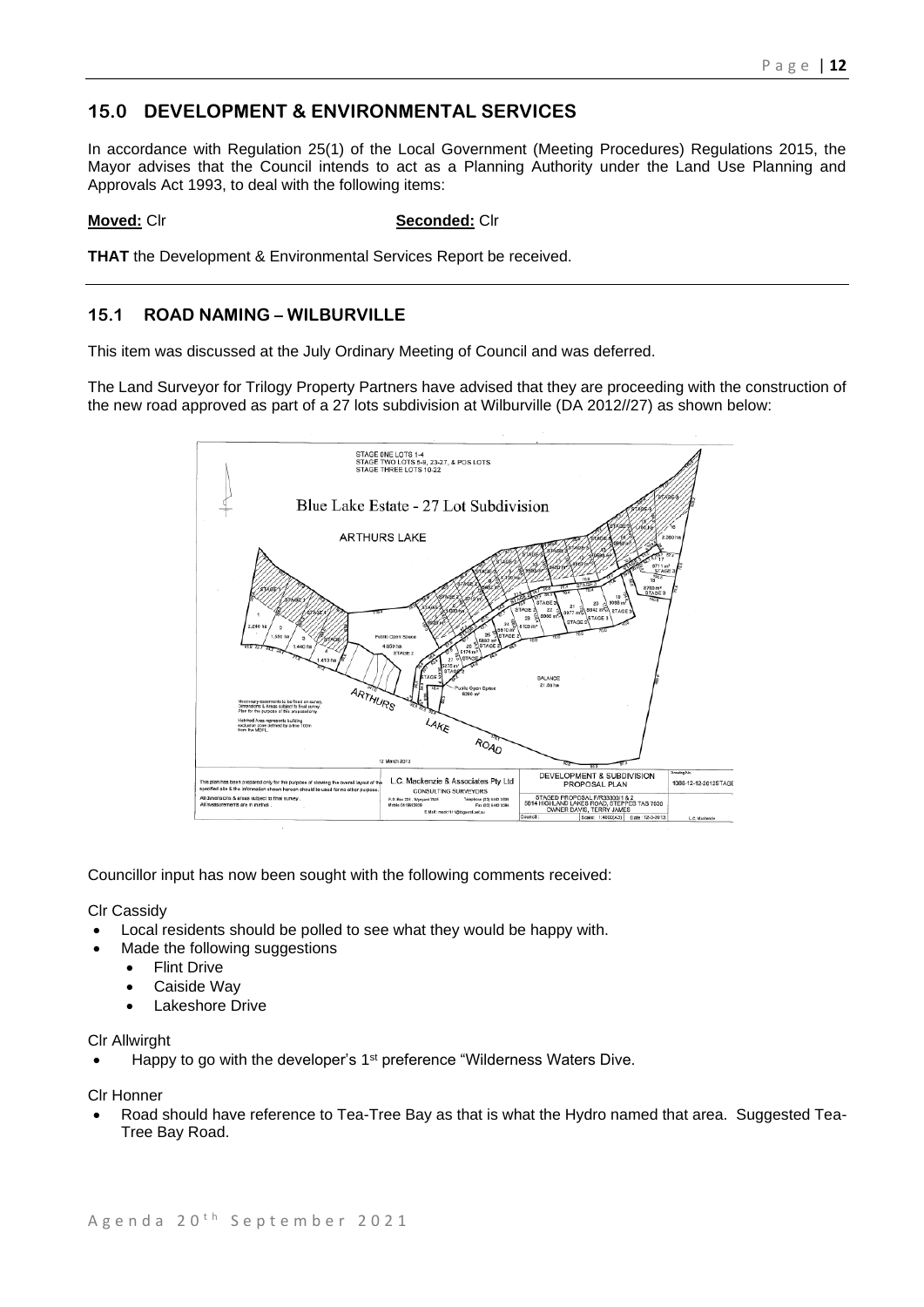## 15.0 DEVELOPMENT & ENVIRONMENTAL SERVICES

In accordance with Regulation 25(1) of the Local Government (Meeting Procedures) Regulations 2015, the Mayor advises that the Council intends to act as a Planning Authority under the Land Use Planning and Approvals Act 1993, to deal with the following items:

**Moved:** Clr **Seconded:** Clr

**THAT** the Development & Environmental Services Report be received.

---

## 15.1 ROAD NAMING – WILBURVILLE

This item was discussed at the July Ordinary Meeting of Council and was deferred.

The Land Surveyor for Trilogy Property Partners have advised that they are proceeding with the construction of the new road approved as part of a 27 lots subdivision at Wilburville (DA 2012//27) as shown below:

Councillor input has now been sought with the following comments received:

Clr Cassidy

- Local residents should be polled to see what they would be happy with.
- Made the following suggestions
  - Flint Drive
  - Caiside Way
  - Lakeshore Drive

Clr Allwirght

- Happy to go with the developer's 1st preference "Wilderness Waters Dive.

Clr Honner

- Road should have reference to Tea-Tree Bay as that is what the Hydro named that area. Suggested Tea-Tree Bay Road.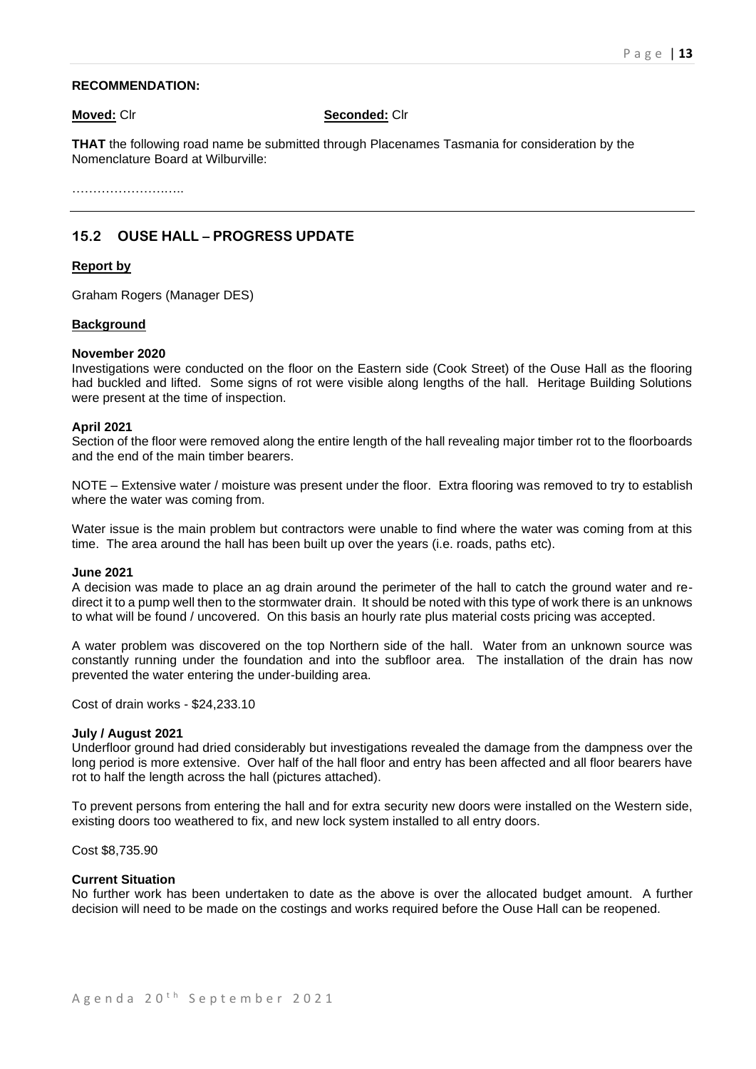**RECOMMENDATION:**

**Moved:** Clr **Seconded:** Clr

**THAT** the following road name be submitted through Placenames Tasmania for consideration by the Nomenclature Board at Wilburville:

……………………..

---

## 15.2 OUSE HALL – PROGRESS UPDATE

**Report by**

Graham Rogers (Manager DES)

**Background**

**November 2020**
Investigations were conducted on the floor on the Eastern side (Cook Street) of the Ouse Hall as the flooring had buckled and lifted. Some signs of rot were visible along lengths of the hall. Heritage Building Solutions were present at the time of inspection.

**April 2021**
Section of the floor were removed along the entire length of the hall revealing major timber rot to the floorboards and the end of the main timber bearers.

NOTE – Extensive water / moisture was present under the floor. Extra flooring was removed to try to establish where the water was coming from.

Water issue is the main problem but contractors were unable to find where the water was coming from at this time. The area around the hall has been built up over the years (i.e. roads, paths etc).

**June 2021**
A decision was made to place an ag drain around the perimeter of the hall to catch the ground water and re-direct it to a pump well then to the stormwater drain. It should be noted with this type of work there is an unknows to what will be found / uncovered. On this basis an hourly rate plus material costs pricing was accepted.

A water problem was discovered on the top Northern side of the hall. Water from an unknown source was constantly running under the foundation and into the subfloor area. The installation of the drain has now prevented the water entering the under-building area.

Cost of drain works - $24,233.10

**July / August 2021**
Underfloor ground had dried considerably but investigations revealed the damage from the dampness over the long period is more extensive. Over half of the hall floor and entry has been affected and all floor bearers have rot to half the length across the hall (pictures attached).

To prevent persons from entering the hall and for extra security new doors were installed on the Western side, existing doors too weathered to fix, and new lock system installed to all entry doors.

Cost $8,735.90

**Current Situation**
No further work has been undertaken to date as the above is over the allocated budget amount. A further decision will need to be made on the costings and works required before the Ouse Hall can be reopened.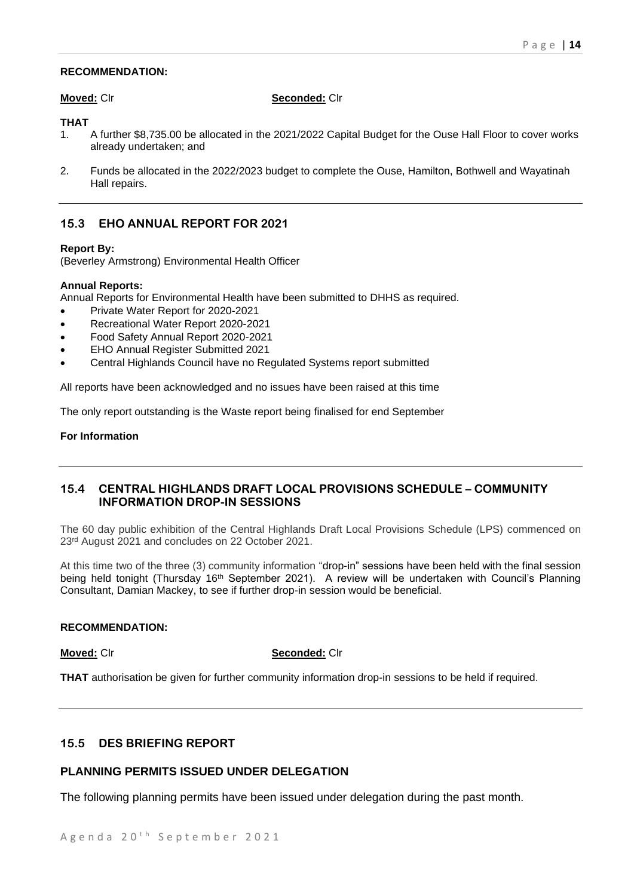**RECOMMENDATION:**

**Moved:** Clr **Seconded:** Clr

**THAT**

1. A further $8,735.00 be allocated in the 2021/2022 Capital Budget for the Ouse Hall Floor to cover works already undertaken; and
2. Funds be allocated in the 2022/2023 budget to complete the Ouse, Hamilton, Bothwell and Wayatinah Hall repairs.

## 15.3 EHO ANNUAL REPORT FOR 2021

**Report By:**
(Beverley Armstrong) Environmental Health Officer

**Annual Reports:**
Annual Reports for Environmental Health have been submitted to DHHS as required.

- Private Water Report for 2020-2021
- Recreational Water Report 2020-2021
- Food Safety Annual Report 2020-2021
- EHO Annual Register Submitted 2021
- Central Highlands Council have no Regulated Systems report submitted

All reports have been acknowledged and no issues have been raised at this time

The only report outstanding is the Waste report being finalised for end September

**For Information**

## 15.4 CENTRAL HIGHLANDS DRAFT LOCAL PROVISIONS SCHEDULE – COMMUNITY INFORMATION DROP-IN SESSIONS

The 60 day public exhibition of the Central Highlands Draft Local Provisions Schedule (LPS) commenced on 23rd August 2021 and concludes on 22 October 2021.

At this time two of the three (3) community information "drop-in" sessions have been held with the final session being held tonight (Thursday 16th September 2021). A review will be undertaken with Council's Planning Consultant, Damian Mackey, to see if further drop-in session would be beneficial.

**RECOMMENDATION:**

**Moved:** Clr **Seconded:** Clr

**THAT** authorisation be given for further community information drop-in sessions to be held if required.

## 15.5 DES BRIEFING REPORT

### PLANNING PERMITS ISSUED UNDER DELEGATION

The following planning permits have been issued under delegation during the past month.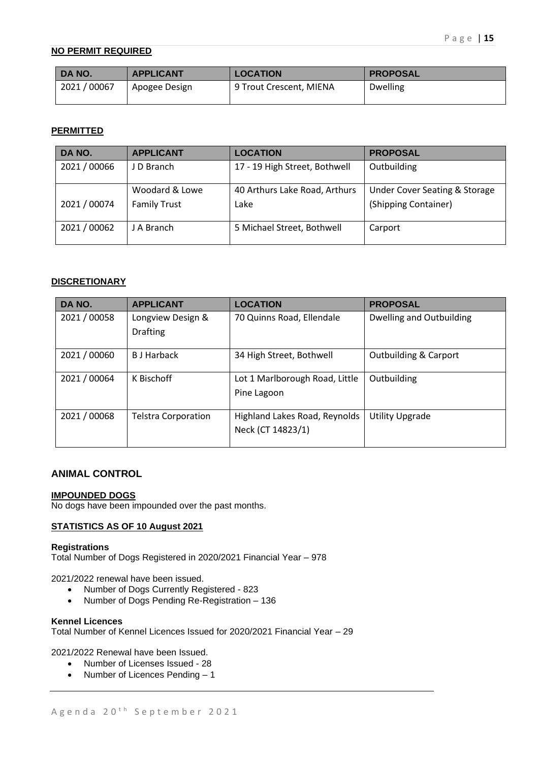**NO PERMIT REQUIRED**

| DA NO. | APPLICANT | LOCATION | PROPOSAL |
|---|---|---|---|
| 2021 / 00067 | Apogee Design | 9 Trout Crescent, MIENA | Dwelling |

**PERMITTED**

| DA NO. | APPLICANT | LOCATION | PROPOSAL |
|---|---|---|---|
| 2021 / 00066 | J D Branch | 17 - 19 High Street, Bothwell | Outbuilding |
| 2021 / 00074 | Woodard & Lowe Family Trust | 40 Arthurs Lake Road, Arthurs Lake | Under Cover Seating & Storage (Shipping Container) |
| 2021 / 00062 | J A Branch | 5 Michael Street, Bothwell | Carport |

**DISCRETIONARY**

| DA NO. | APPLICANT | LOCATION | PROPOSAL |
|---|---|---|---|
| 2021 / 00058 | Longview Design & Drafting | 70 Quinns Road, Ellendale | Dwelling and Outbuilding |
| 2021 / 00060 | B J Harback | 34 High Street, Bothwell | Outbuilding & Carport |
| 2021 / 00064 | K Bischoff | Lot 1 Marlborough Road, Little Pine Lagoon | Outbuilding |
| 2021 / 00068 | Telstra Corporation | Highland Lakes Road, Reynolds Neck (CT 14823/1) | Utility Upgrade |

## ANIMAL CONTROL

**IMPOUNDED DOGS**

No dogs have been impounded over the past months.

**STATISTICS AS OF 10 August 2021**

**Registrations**

Total Number of Dogs Registered in 2020/2021 Financial Year – 978

2021/2022 renewal have been issued.

- Number of Dogs Currently Registered - 823
- Number of Dogs Pending Re-Registration – 136

**Kennel Licences**

Total Number of Kennel Licences Issued for 2020/2021 Financial Year – 29

2021/2022 Renewal have been Issued.

- Number of Licenses Issued - 28
- Number of Licences Pending – 1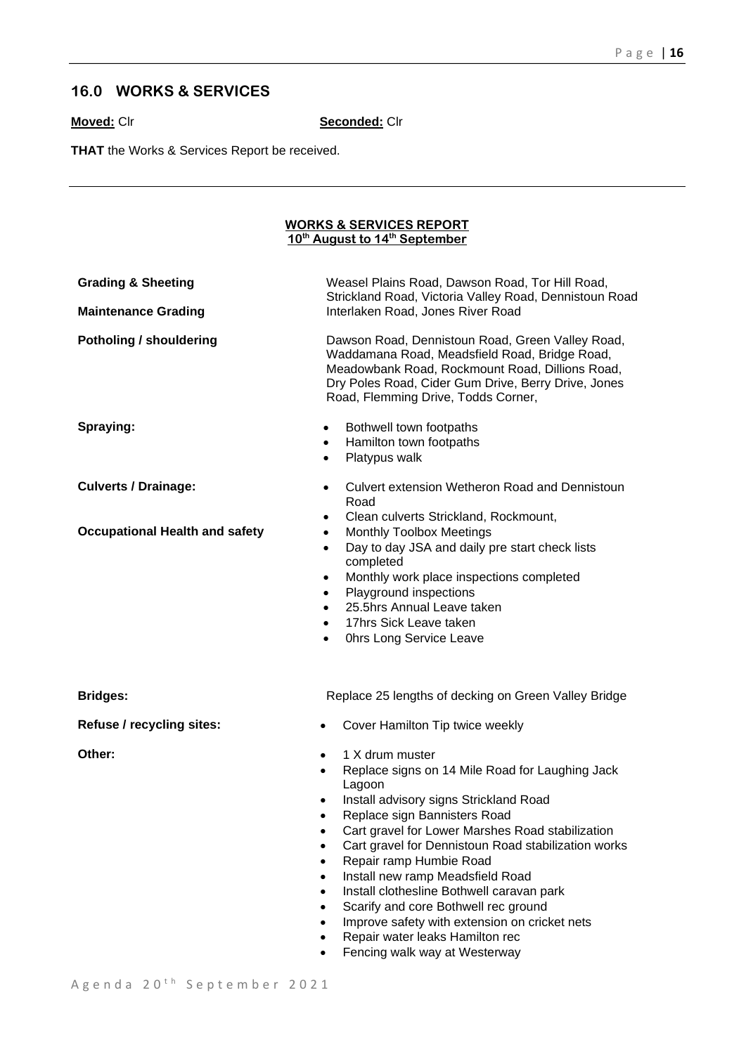## 16.0 WORKS & SERVICES

**Moved:** Clr **Seconded:** Clr

**THAT** the Works & Services Report be received.

---

**WORKS & SERVICES REPORT**
**10th August to 14th September**

**Grading & Sheeting**
Weasel Plains Road, Dawson Road, Tor Hill Road, Strickland Road, Victoria Valley Road, Dennistoun Road

**Maintenance Grading**
Interlaken Road, Jones River Road

**Potholing / shouldering**
Dawson Road, Dennistoun Road, Green Valley Road, Waddamana Road, Meadsfield Road, Bridge Road, Meadowbank Road, Rockmount Road, Dillions Road, Dry Poles Road, Cider Gum Drive, Berry Drive, Jones Road, Flemming Drive, Todds Corner,

**Spraying:**

- Bothwell town footpaths
- Hamilton town footpaths
- Platypus walk

**Culverts / Drainage:**

- Culvert extension Wetheron Road and Dennistoun Road
- Clean culverts Strickland, Rockmount,

**Occupational Health and safety**

- Monthly Toolbox Meetings
- Day to day JSA and daily pre start check lists completed
- Monthly work place inspections completed
- Playground inspections
- 25.5hrs Annual Leave taken
- 17hrs Sick Leave taken
- 0hrs Long Service Leave

**Bridges:**
Replace 25 lengths of decking on Green Valley Bridge

**Refuse / recycling sites:**

- Cover Hamilton Tip twice weekly

**Other:**

- 1 X drum muster
- Replace signs on 14 Mile Road for Laughing Jack Lagoon
- Install advisory signs Strickland Road
- Replace sign Bannisters Road
- Cart gravel for Lower Marshes Road stabilization
- Cart gravel for Dennistoun Road stabilization works
- Repair ramp Humbie Road
- Install new ramp Meadsfield Road
- Install clothesline Bothwell caravan park
- Scarify and core Bothwell rec ground
- Improve safety with extension on cricket nets
- Repair water leaks Hamilton rec
- Fencing walk way at Westerway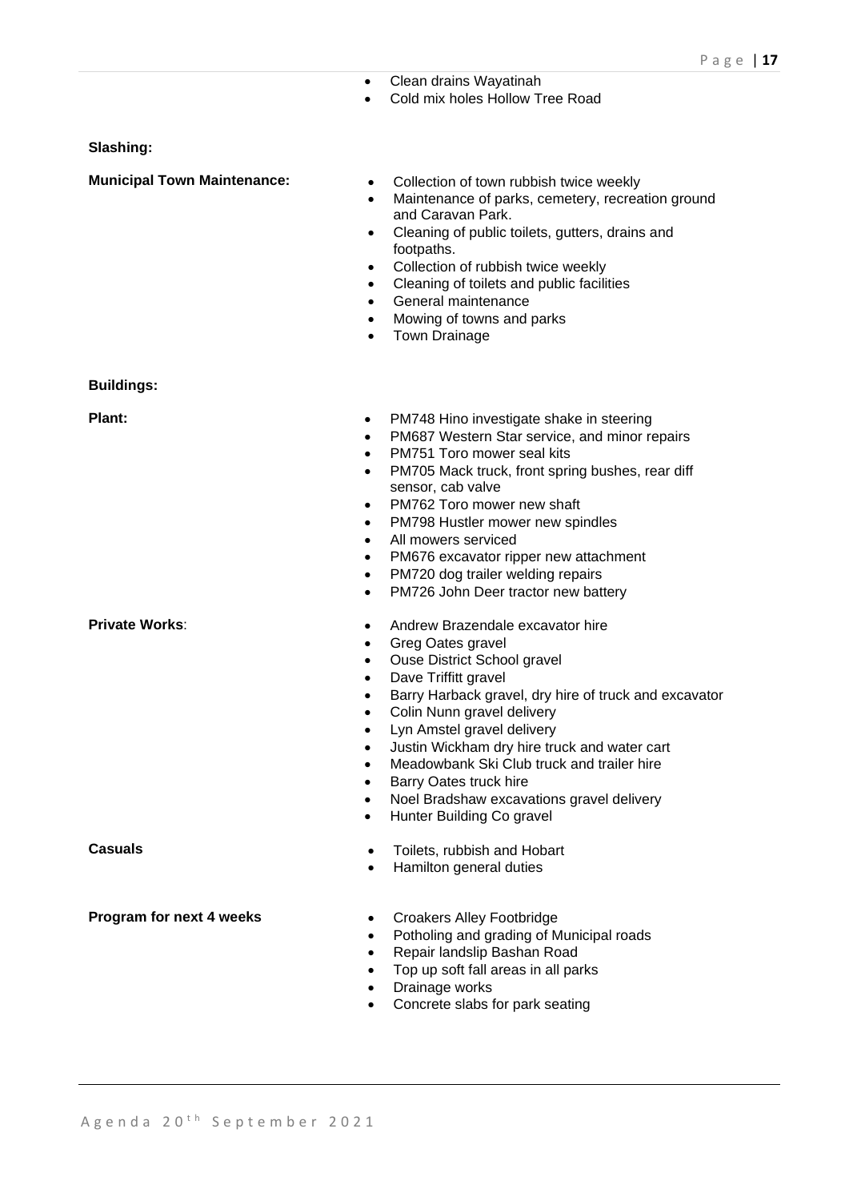- Clean drains Wayatinah
- Cold mix holes Hollow Tree Road

**Slashing:**

**Municipal Town Maintenance:**

- Collection of town rubbish twice weekly
- Maintenance of parks, cemetery, recreation ground and Caravan Park.
- Cleaning of public toilets, gutters, drains and footpaths.
- Collection of rubbish twice weekly
- Cleaning of toilets and public facilities
- General maintenance
- Mowing of towns and parks
- Town Drainage

**Buildings:**

**Plant:**

- PM748 Hino investigate shake in steering
- PM687 Western Star service, and minor repairs
- PM751 Toro mower seal kits
- PM705 Mack truck, front spring bushes, rear diff sensor, cab valve
- PM762 Toro mower new shaft
- PM798 Hustler mower new spindles
- All mowers serviced
- PM676 excavator ripper new attachment
- PM720 dog trailer welding repairs
- PM726 John Deer tractor new battery

**Private Works**:

- Andrew Brazendale excavator hire
- Greg Oates gravel
- Ouse District School gravel
- Dave Triffitt gravel
- Barry Harback gravel, dry hire of truck and excavator
- Colin Nunn gravel delivery
- Lyn Amstel gravel delivery
- Justin Wickham dry hire truck and water cart
- Meadowbank Ski Club truck and trailer hire
- Barry Oates truck hire
- Noel Bradshaw excavations gravel delivery
- Hunter Building Co gravel

**Casuals**

- Toilets, rubbish and Hobart
- Hamilton general duties

**Program for next 4 weeks**

- Croakers Alley Footbridge
- Potholing and grading of Municipal roads
- Repair landslip Bashan Road
- Top up soft fall areas in all parks
- Drainage works
- Concrete slabs for park seating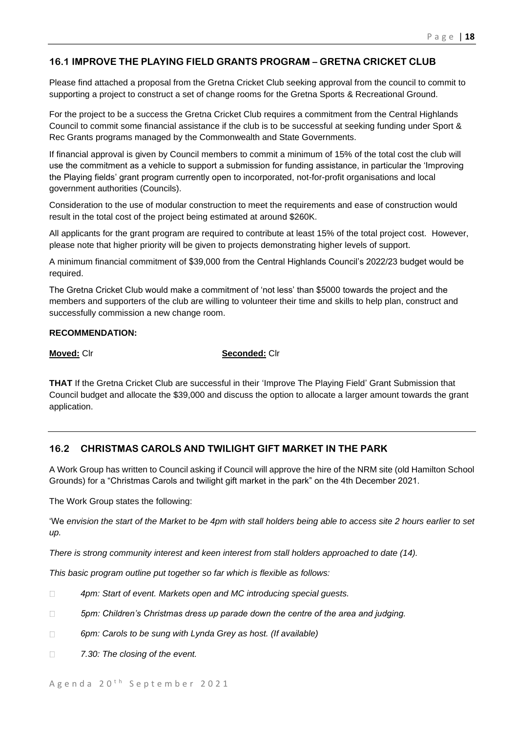## 16.1 IMPROVE THE PLAYING FIELD GRANTS PROGRAM – GRETNA CRICKET CLUB

Please find attached a proposal from the Gretna Cricket Club seeking approval from the council to commit to supporting a project to construct a set of change rooms for the Gretna Sports & Recreational Ground.

For the project to be a success the Gretna Cricket Club requires a commitment from the Central Highlands Council to commit some financial assistance if the club is to be successful at seeking funding under Sport & Rec Grants programs managed by the Commonwealth and State Governments.

If financial approval is given by Council members to commit a minimum of 15% of the total cost the club will use the commitment as a vehicle to support a submission for funding assistance, in particular the 'Improving the Playing fields' grant program currently open to incorporated, not-for-profit organisations and local government authorities (Councils).

Consideration to the use of modular construction to meet the requirements and ease of construction would result in the total cost of the project being estimated at around $260K.

All applicants for the grant program are required to contribute at least 15% of the total project cost. However, please note that higher priority will be given to projects demonstrating higher levels of support.

A minimum financial commitment of $39,000 from the Central Highlands Council's 2022/23 budget would be required.

The Gretna Cricket Club would make a commitment of 'not less' than $5000 towards the project and the members and supporters of the club are willing to volunteer their time and skills to help plan, construct and successfully commission a new change room.

**RECOMMENDATION:**

**Moved:** Clr **Seconded:** Clr

**THAT** If the Gretna Cricket Club are successful in their 'Improve The Playing Field' Grant Submission that Council budget and allocate the $39,000 and discuss the option to allocate a larger amount towards the grant application.

---

## 16.2 CHRISTMAS CAROLS AND TWILIGHT GIFT MARKET IN THE PARK

A Work Group has written to Council asking if Council will approve the hire of the NRM site (old Hamilton School Grounds) for a "Christmas Carols and twilight gift market in the park" on the 4th December 2021.

The Work Group states the following:

'We *envision the start of the Market to be 4pm with stall holders being able to access site 2 hours earlier to set up.*

*There is strong community interest and keen interest from stall holders approached to date (14).*

*This basic program outline put together so far which is flexible as follows:*

- *4pm: Start of event. Markets open and MC introducing special guests.*
- *5pm: Children's Christmas dress up parade down the centre of the area and judging.*
- *6pm: Carols to be sung with Lynda Grey as host. (If available)*
- *7.30: The closing of the event.*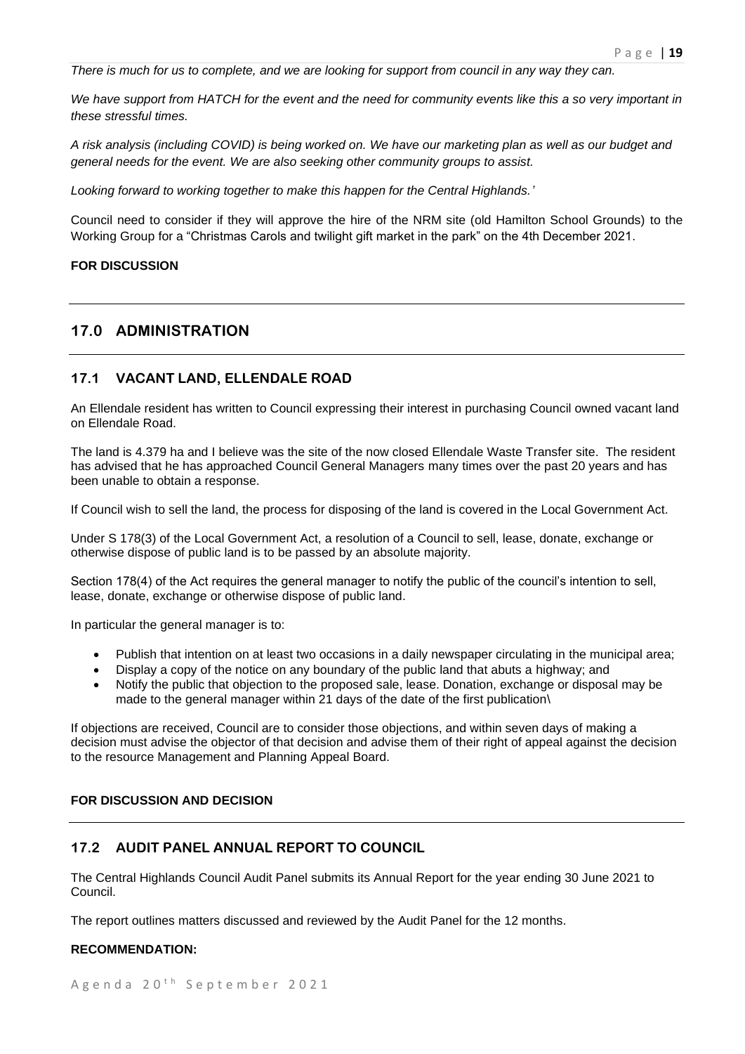*There is much for us to complete, and we are looking for support from council in any way they can.*

*We have support from HATCH for the event and the need for community events like this a so very important in these stressful times.*

*A risk analysis (including COVID) is being worked on. We have our marketing plan as well as our budget and general needs for the event. We are also seeking other community groups to assist.*

*Looking forward to working together to make this happen for the Central Highlands.'*

Council need to consider if they will approve the hire of the NRM site (old Hamilton School Grounds) to the Working Group for a "Christmas Carols and twilight gift market in the park" on the 4th December 2021.

**FOR DISCUSSION**

## 17.0 ADMINISTRATION

### 17.1 VACANT LAND, ELLENDALE ROAD

An Ellendale resident has written to Council expressing their interest in purchasing Council owned vacant land on Ellendale Road.

The land is 4.379 ha and I believe was the site of the now closed Ellendale Waste Transfer site. The resident has advised that he has approached Council General Managers many times over the past 20 years and has been unable to obtain a response.

If Council wish to sell the land, the process for disposing of the land is covered in the Local Government Act.

Under S 178(3) of the Local Government Act, a resolution of a Council to sell, lease, donate, exchange or otherwise dispose of public land is to be passed by an absolute majority.

Section 178(4) of the Act requires the general manager to notify the public of the council's intention to sell, lease, donate, exchange or otherwise dispose of public land.

In particular the general manager is to:

- Publish that intention on at least two occasions in a daily newspaper circulating in the municipal area;
- Display a copy of the notice on any boundary of the public land that abuts a highway; and
- Notify the public that objection to the proposed sale, lease. Donation, exchange or disposal may be made to the general manager within 21 days of the date of the first publication\

If objections are received, Council are to consider those objections, and within seven days of making a decision must advise the objector of that decision and advise them of their right of appeal against the decision to the resource Management and Planning Appeal Board.

**FOR DISCUSSION AND DECISION**

### 17.2 AUDIT PANEL ANNUAL REPORT TO COUNCIL

The Central Highlands Council Audit Panel submits its Annual Report for the year ending 30 June 2021 to Council.

The report outlines matters discussed and reviewed by the Audit Panel for the 12 months.

**RECOMMENDATION:**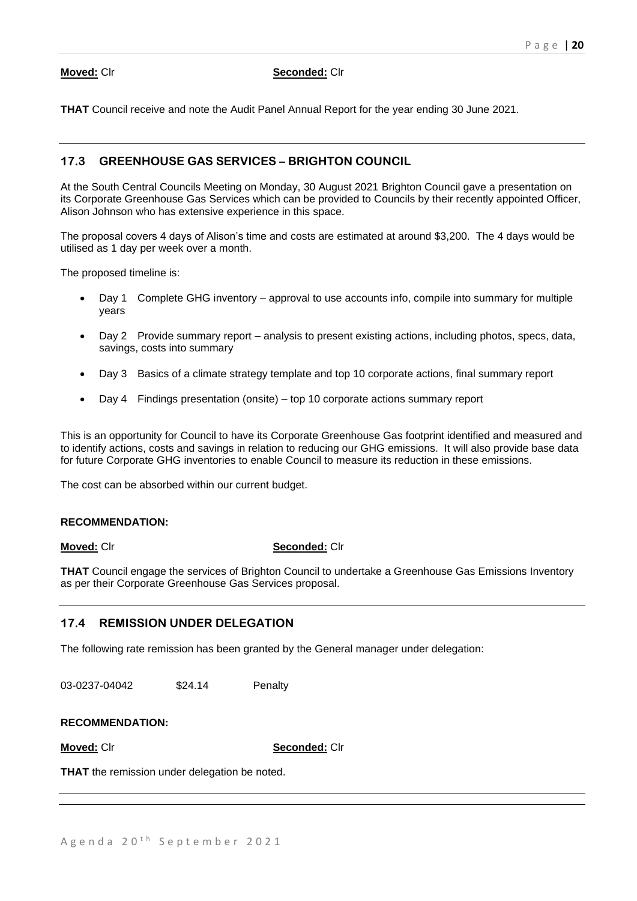**Moved:** Clr **Seconded:** Clr

**THAT** Council receive and note the Audit Panel Annual Report for the year ending 30 June 2021.

---

## 17.3 GREENHOUSE GAS SERVICES – BRIGHTON COUNCIL

At the South Central Councils Meeting on Monday, 30 August 2021 Brighton Council gave a presentation on its Corporate Greenhouse Gas Services which can be provided to Councils by their recently appointed Officer, Alison Johnson who has extensive experience in this space.

The proposal covers 4 days of Alison's time and costs are estimated at around $3,200. The 4 days would be utilised as 1 day per week over a month.

The proposed timeline is:

- Day 1 Complete GHG inventory – approval to use accounts info, compile into summary for multiple years
- Day 2 Provide summary report – analysis to present existing actions, including photos, specs, data, savings, costs into summary
- Day 3 Basics of a climate strategy template and top 10 corporate actions, final summary report
- Day 4 Findings presentation (onsite) – top 10 corporate actions summary report

This is an opportunity for Council to have its Corporate Greenhouse Gas footprint identified and measured and to identify actions, costs and savings in relation to reducing our GHG emissions. It will also provide base data for future Corporate GHG inventories to enable Council to measure its reduction in these emissions.

The cost can be absorbed within our current budget.

**RECOMMENDATION:**

**Moved:** Clr **Seconded:** Clr

**THAT** Council engage the services of Brighton Council to undertake a Greenhouse Gas Emissions Inventory as per their Corporate Greenhouse Gas Services proposal.

---

## 17.4 REMISSION UNDER DELEGATION

The following rate remission has been granted by the General manager under delegation:

03-0237-04042 $24.14 Penalty

**RECOMMENDATION:**

**Moved:** Clr **Seconded:** Clr

**THAT** the remission under delegation be noted.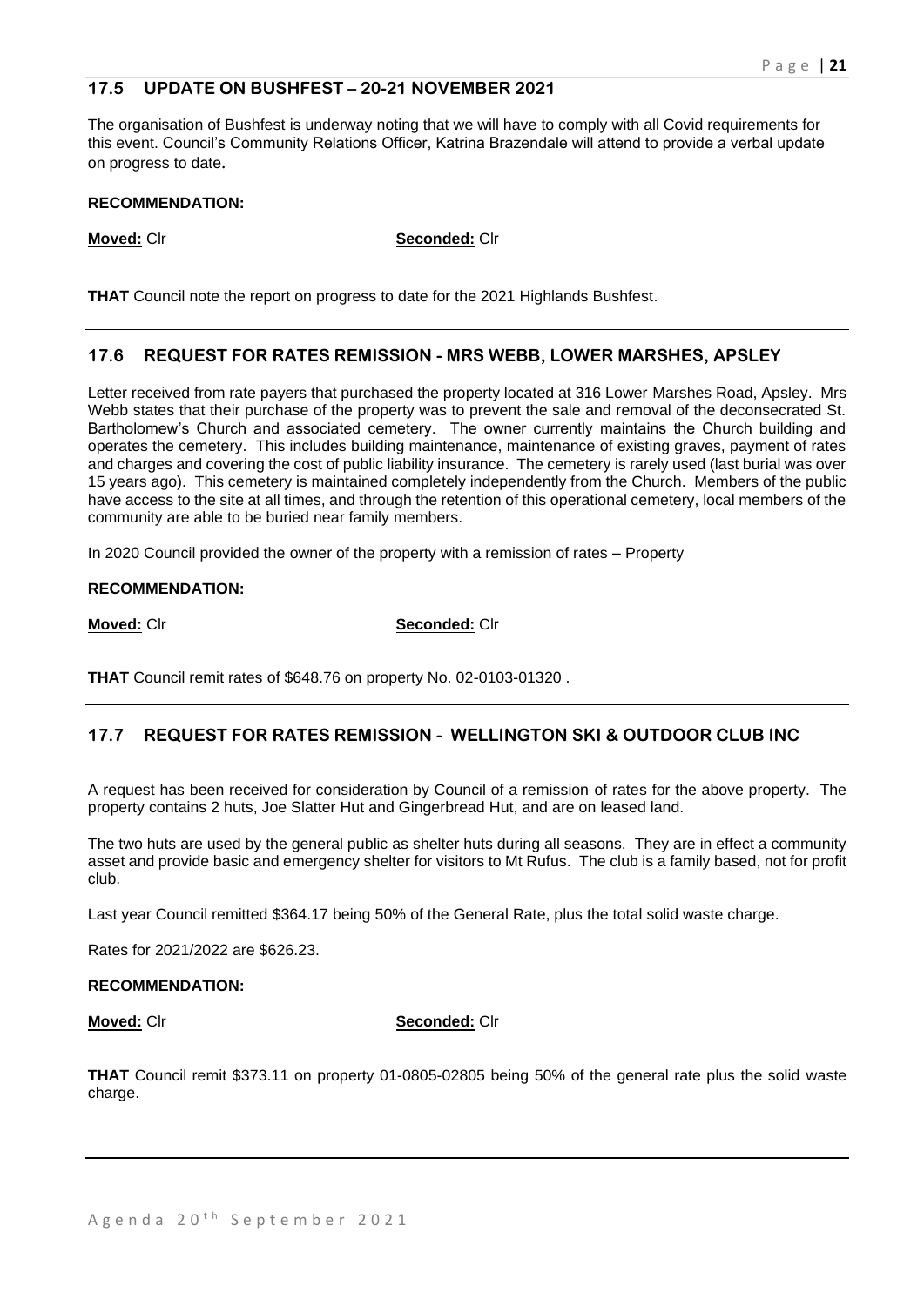## 17.5 UPDATE ON BUSHFEST – 20-21 NOVEMBER 2021

The organisation of Bushfest is underway noting that we will have to comply with all Covid requirements for this event. Council's Community Relations Officer, Katrina Brazendale will attend to provide a verbal update on progress to date.

**RECOMMENDATION:**

**Moved:** Clr **Seconded:** Clr

**THAT** Council note the report on progress to date for the 2021 Highlands Bushfest.

---

## 17.6 REQUEST FOR RATES REMISSION - MRS WEBB, LOWER MARSHES, APSLEY

Letter received from rate payers that purchased the property located at 316 Lower Marshes Road, Apsley. Mrs Webb states that their purchase of the property was to prevent the sale and removal of the deconsecrated St. Bartholomew's Church and associated cemetery. The owner currently maintains the Church building and operates the cemetery. This includes building maintenance, maintenance of existing graves, payment of rates and charges and covering the cost of public liability insurance. The cemetery is rarely used (last burial was over 15 years ago). This cemetery is maintained completely independently from the Church. Members of the public have access to the site at all times, and through the retention of this operational cemetery, local members of the community are able to be buried near family members.

In 2020 Council provided the owner of the property with a remission of rates – Property

**RECOMMENDATION:**

**Moved:** Clr **Seconded:** Clr

**THAT** Council remit rates of $648.76 on property No. 02-0103-01320 .

---

## 17.7 REQUEST FOR RATES REMISSION - WELLINGTON SKI & OUTDOOR CLUB INC

A request has been received for consideration by Council of a remission of rates for the above property. The property contains 2 huts, Joe Slatter Hut and Gingerbread Hut, and are on leased land.

The two huts are used by the general public as shelter huts during all seasons. They are in effect a community asset and provide basic and emergency shelter for visitors to Mt Rufus. The club is a family based, not for profit club.

Last year Council remitted $364.17 being 50% of the General Rate, plus the total solid waste charge.

Rates for 2021/2022 are $626.23.

**RECOMMENDATION:**

**Moved:** Clr **Seconded:** Clr

**THAT** Council remit $373.11 on property 01-0805-02805 being 50% of the general rate plus the solid waste charge.

---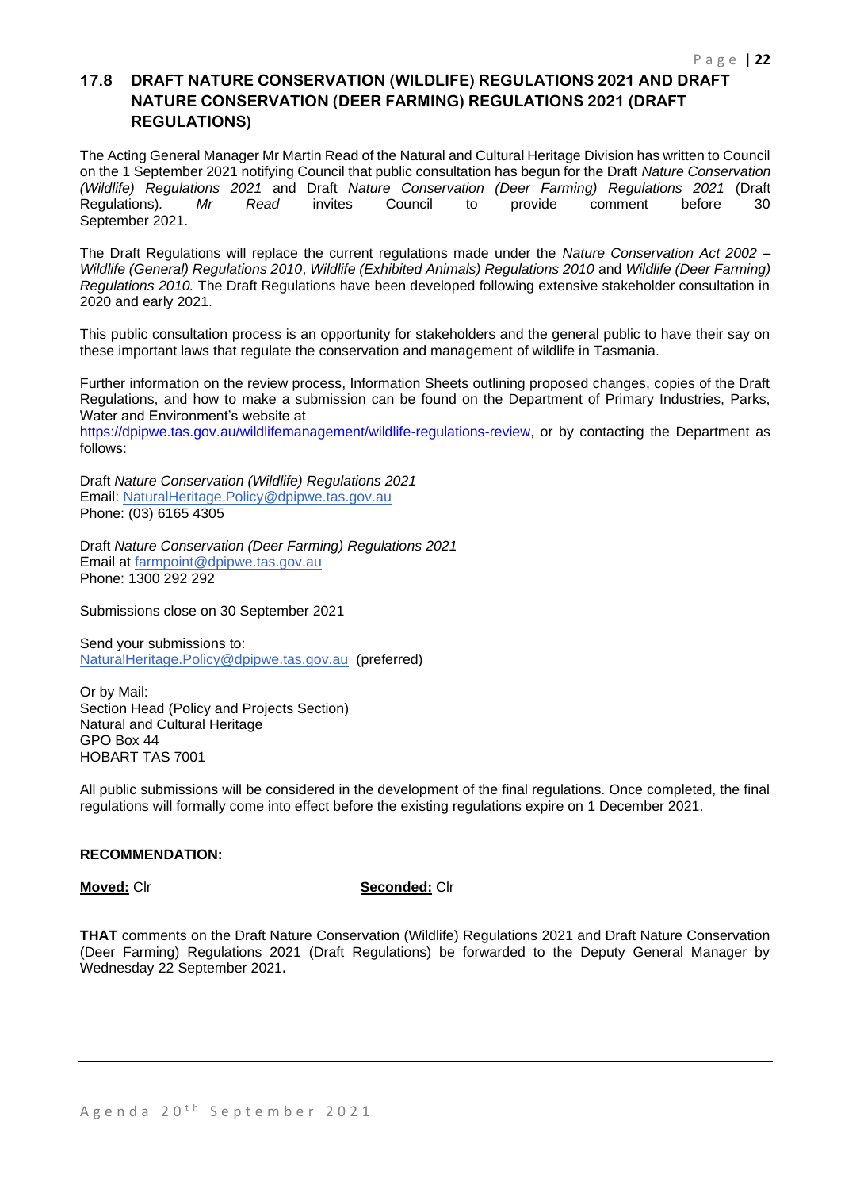## 17.8 DRAFT NATURE CONSERVATION (WILDLIFE) REGULATIONS 2021 AND DRAFT NATURE CONSERVATION (DEER FARMING) REGULATIONS 2021 (DRAFT REGULATIONS)

The Acting General Manager Mr Martin Read of the Natural and Cultural Heritage Division has written to Council on the 1 September 2021 notifying Council that public consultation has begun for the Draft *Nature Conservation (Wildlife) Regulations 2021* and Draft *Nature Conservation (Deer Farming) Regulations 2021* (Draft Regulations). *Mr Read* invites Council to provide comment before 30 September 2021.

The Draft Regulations will replace the current regulations made under the *Nature Conservation Act 2002 – Wildlife (General) Regulations 2010*, *Wildlife (Exhibited Animals) Regulations 2010* and *Wildlife (Deer Farming) Regulations 2010.* The Draft Regulations have been developed following extensive stakeholder consultation in 2020 and early 2021.

This public consultation process is an opportunity for stakeholders and the general public to have their say on these important laws that regulate the conservation and management of wildlife in Tasmania.

Further information on the review process, Information Sheets outlining proposed changes, copies of the Draft Regulations, and how to make a submission can be found on the Department of Primary Industries, Parks, Water and Environment's website at https://dpipwe.tas.gov.au/wildlifemanagement/wildlife-regulations-review, or by contacting the Department as follows:

Draft *Nature Conservation (Wildlife) Regulations 2021*
Email: NaturalHeritage.Policy@dpipwe.tas.gov.au
Phone: (03) 6165 4305

Draft *Nature Conservation (Deer Farming) Regulations 2021*
Email at farmpoint@dpipwe.tas.gov.au
Phone: 1300 292 292

Submissions close on 30 September 2021

Send your submissions to:
NaturalHeritage.Policy@dpipwe.tas.gov.au (preferred)

Or by Mail:
Section Head (Policy and Projects Section)
Natural and Cultural Heritage
GPO Box 44
HOBART TAS 7001

All public submissions will be considered in the development of the final regulations. Once completed, the final regulations will formally come into effect before the existing regulations expire on 1 December 2021.

**RECOMMENDATION:**

**Moved:** Clr **Seconded:** Clr

**THAT** comments on the Draft Nature Conservation (Wildlife) Regulations 2021 and Draft Nature Conservation (Deer Farming) Regulations 2021 (Draft Regulations) be forwarded to the Deputy General Manager by Wednesday 22 September 2021**.**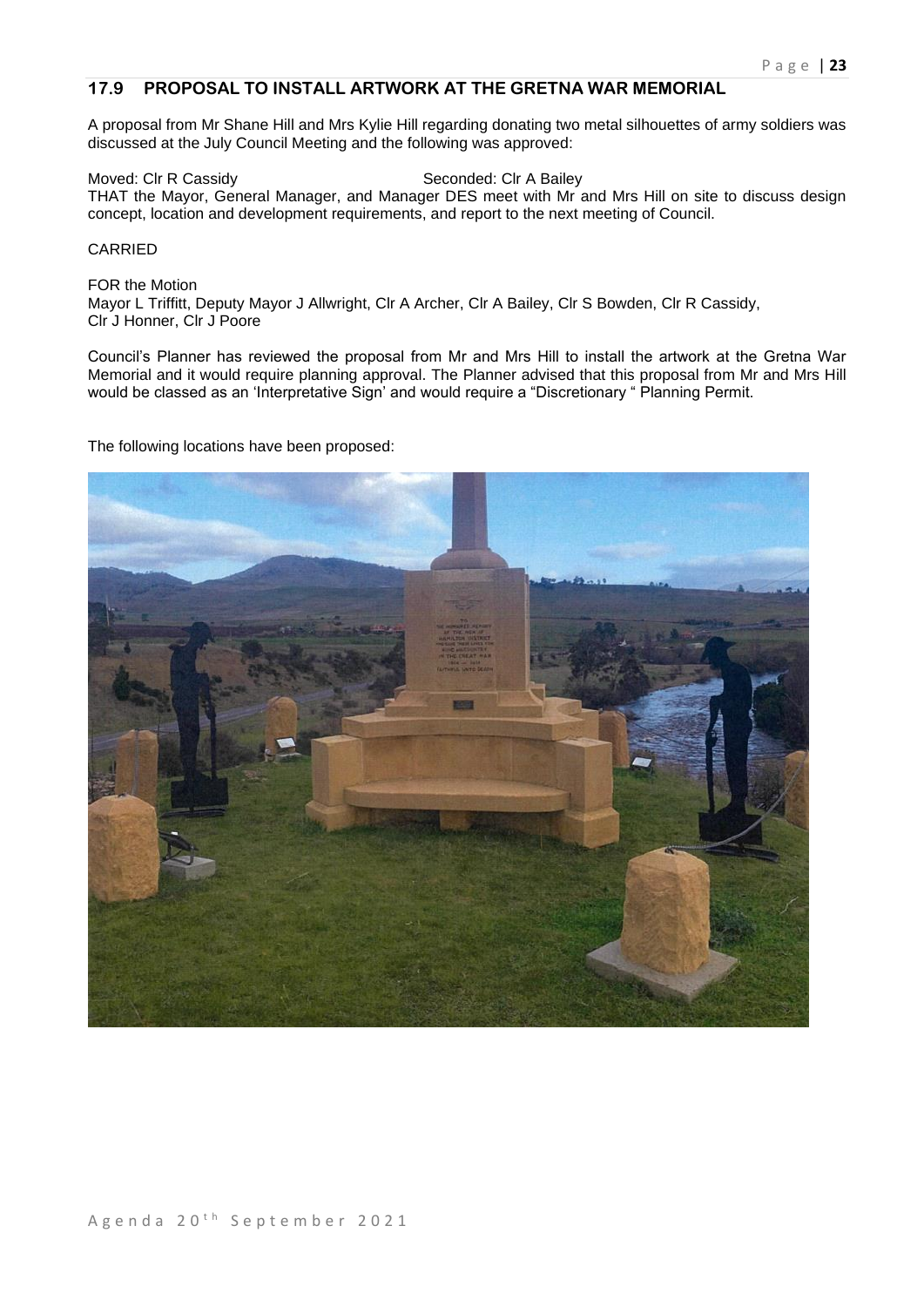## 17.9 PROPOSAL TO INSTALL ARTWORK AT THE GRETNA WAR MEMORIAL

A proposal from Mr Shane Hill and Mrs Kylie Hill regarding donating two metal silhouettes of army soldiers was discussed at the July Council Meeting and the following was approved:

Moved: Clr R Cassidy Seconded: Clr A Bailey

THAT the Mayor, General Manager, and Manager DES meet with Mr and Mrs Hill on site to discuss design concept, location and development requirements, and report to the next meeting of Council.

CARRIED

FOR the Motion

Mayor L Triffitt, Deputy Mayor J Allwright, Clr A Archer, Clr A Bailey, Clr S Bowden, Clr R Cassidy, Clr J Honner, Clr J Poore

Council's Planner has reviewed the proposal from Mr and Mrs Hill to install the artwork at the Gretna War Memorial and it would require planning approval. The Planner advised that this proposal from Mr and Mrs Hill would be classed as an 'Interpretative Sign' and would require a "Discretionary " Planning Permit.

The following locations have been proposed: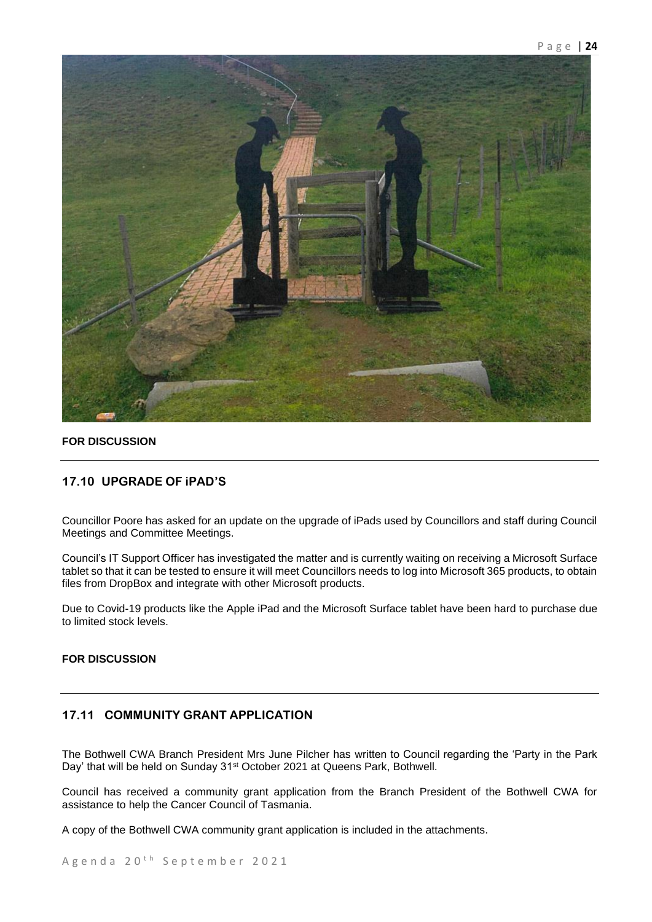**FOR DISCUSSION**

## 17.10 UPGRADE OF iPAD'S

Councillor Poore has asked for an update on the upgrade of iPads used by Councillors and staff during Council Meetings and Committee Meetings.

Council's IT Support Officer has investigated the matter and is currently waiting on receiving a Microsoft Surface tablet so that it can be tested to ensure it will meet Councillors needs to log into Microsoft 365 products, to obtain files from DropBox and integrate with other Microsoft products.

Due to Covid-19 products like the Apple iPad and the Microsoft Surface tablet have been hard to purchase due to limited stock levels.

**FOR DISCUSSION**

## 17.11 COMMUNITY GRANT APPLICATION

The Bothwell CWA Branch President Mrs June Pilcher has written to Council regarding the 'Party in the Park Day' that will be held on Sunday 31st October 2021 at Queens Park, Bothwell.

Council has received a community grant application from the Branch President of the Bothwell CWA for assistance to help the Cancer Council of Tasmania.

A copy of the Bothwell CWA community grant application is included in the attachments.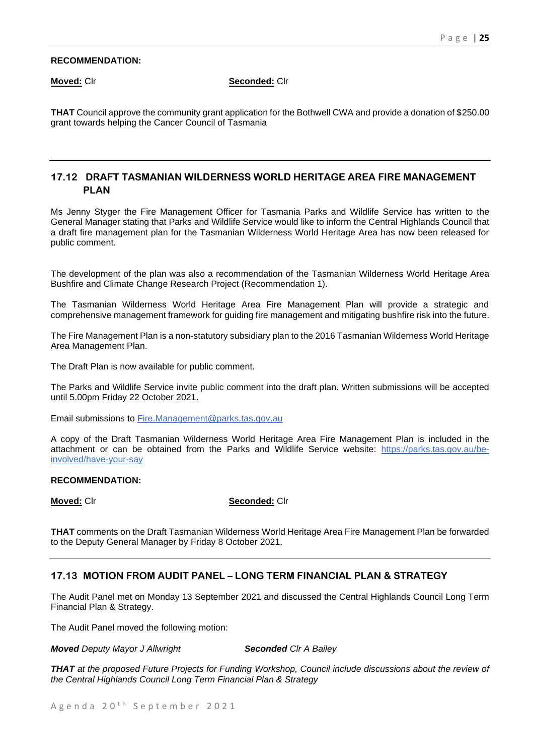**RECOMMENDATION:**

**Moved:** Clr **Seconded:** Clr

**THAT** Council approve the community grant application for the Bothwell CWA and provide a donation of $250.00 grant towards helping the Cancer Council of Tasmania

---

## 17.12 DRAFT TASMANIAN WILDERNESS WORLD HERITAGE AREA FIRE MANAGEMENT PLAN

Ms Jenny Styger the Fire Management Officer for Tasmania Parks and Wildlife Service has written to the General Manager stating that Parks and Wildlife Service would like to inform the Central Highlands Council that a draft fire management plan for the Tasmanian Wilderness World Heritage Area has now been released for public comment.

The development of the plan was also a recommendation of the Tasmanian Wilderness World Heritage Area Bushfire and Climate Change Research Project (Recommendation 1).

The Tasmanian Wilderness World Heritage Area Fire Management Plan will provide a strategic and comprehensive management framework for guiding fire management and mitigating bushfire risk into the future.

The Fire Management Plan is a non-statutory subsidiary plan to the 2016 Tasmanian Wilderness World Heritage Area Management Plan.

The Draft Plan is now available for public comment.

The Parks and Wildlife Service invite public comment into the draft plan. Written submissions will be accepted until 5.00pm Friday 22 October 2021.

Email submissions to [Fire.Management@parks.tas.gov.au](mailto:Fire.Management@parks.tas.gov.au)

A copy of the Draft Tasmanian Wilderness World Heritage Area Fire Management Plan is included in the attachment or can be obtained from the Parks and Wildlife Service website: [https://parks.tas.gov.au/be-involved/have-your-say](https://parks.tas.gov.au/be-involved/have-your-say)

**RECOMMENDATION:**

**Moved:** Clr **Seconded:** Clr

**THAT** comments on the Draft Tasmanian Wilderness World Heritage Area Fire Management Plan be forwarded to the Deputy General Manager by Friday 8 October 2021.

---

## 17.13 MOTION FROM AUDIT PANEL – LONG TERM FINANCIAL PLAN & STRATEGY

The Audit Panel met on Monday 13 September 2021 and discussed the Central Highlands Council Long Term Financial Plan & Strategy.

The Audit Panel moved the following motion:

***Moved*** *Deputy Mayor J Allwright* ***Seconded*** *Clr A Bailey*

***THAT*** *at the proposed Future Projects for Funding Workshop, Council include discussions about the review of the Central Highlands Council Long Term Financial Plan & Strategy*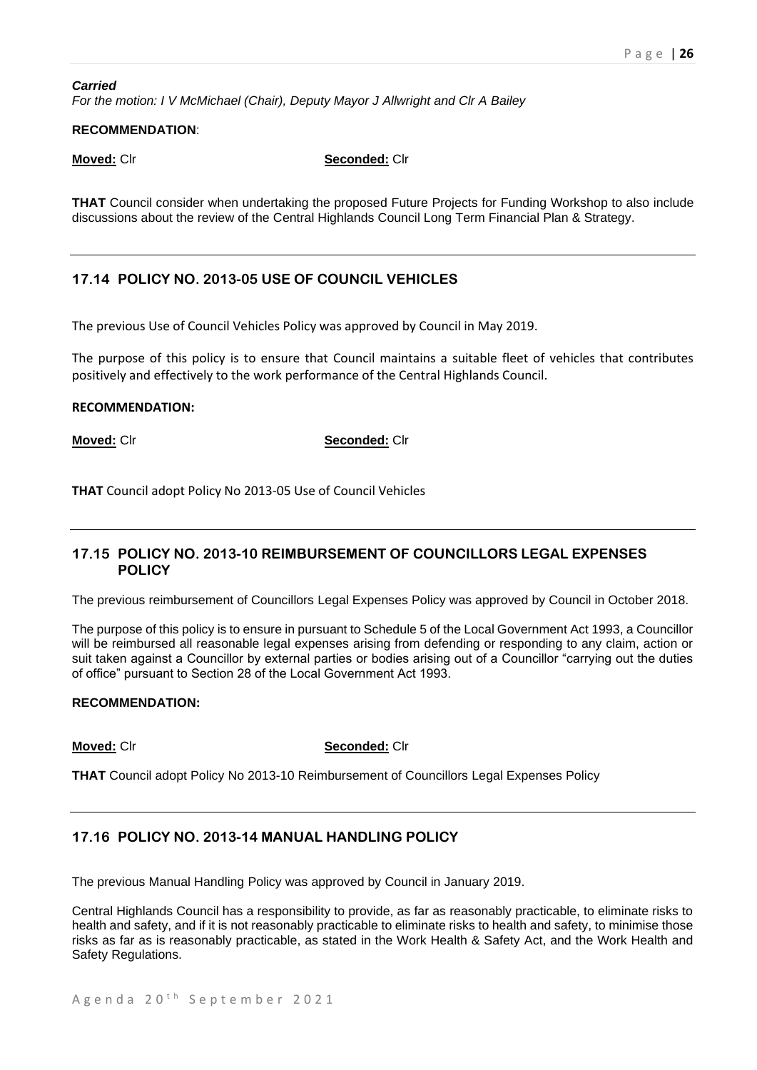***Carried***

*For the motion: I V McMichael (Chair), Deputy Mayor J Allwright and Clr A Bailey*

**RECOMMENDATION**:

**Moved:** Clr **Seconded:** Clr

**THAT** Council consider when undertaking the proposed Future Projects for Funding Workshop to also include discussions about the review of the Central Highlands Council Long Term Financial Plan & Strategy.

---

## 17.14 POLICY NO. 2013-05 USE OF COUNCIL VEHICLES

The previous Use of Council Vehicles Policy was approved by Council in May 2019.

The purpose of this policy is to ensure that Council maintains a suitable fleet of vehicles that contributes positively and effectively to the work performance of the Central Highlands Council.

**RECOMMENDATION:**

**Moved:** Clr **Seconded:** Clr

**THAT** Council adopt Policy No 2013-05 Use of Council Vehicles

---

## 17.15 POLICY NO. 2013-10 REIMBURSEMENT OF COUNCILLORS LEGAL EXPENSES POLICY

The previous reimbursement of Councillors Legal Expenses Policy was approved by Council in October 2018.

The purpose of this policy is to ensure in pursuant to Schedule 5 of the Local Government Act 1993, a Councillor will be reimbursed all reasonable legal expenses arising from defending or responding to any claim, action or suit taken against a Councillor by external parties or bodies arising out of a Councillor "carrying out the duties of office" pursuant to Section 28 of the Local Government Act 1993.

**RECOMMENDATION:**

**Moved:** Clr **Seconded:** Clr

**THAT** Council adopt Policy No 2013-10 Reimbursement of Councillors Legal Expenses Policy

---

## 17.16 POLICY NO. 2013-14 MANUAL HANDLING POLICY

The previous Manual Handling Policy was approved by Council in January 2019.

Central Highlands Council has a responsibility to provide, as far as reasonably practicable, to eliminate risks to health and safety, and if it is not reasonably practicable to eliminate risks to health and safety, to minimise those risks as far as is reasonably practicable, as stated in the Work Health & Safety Act, and the Work Health and Safety Regulations.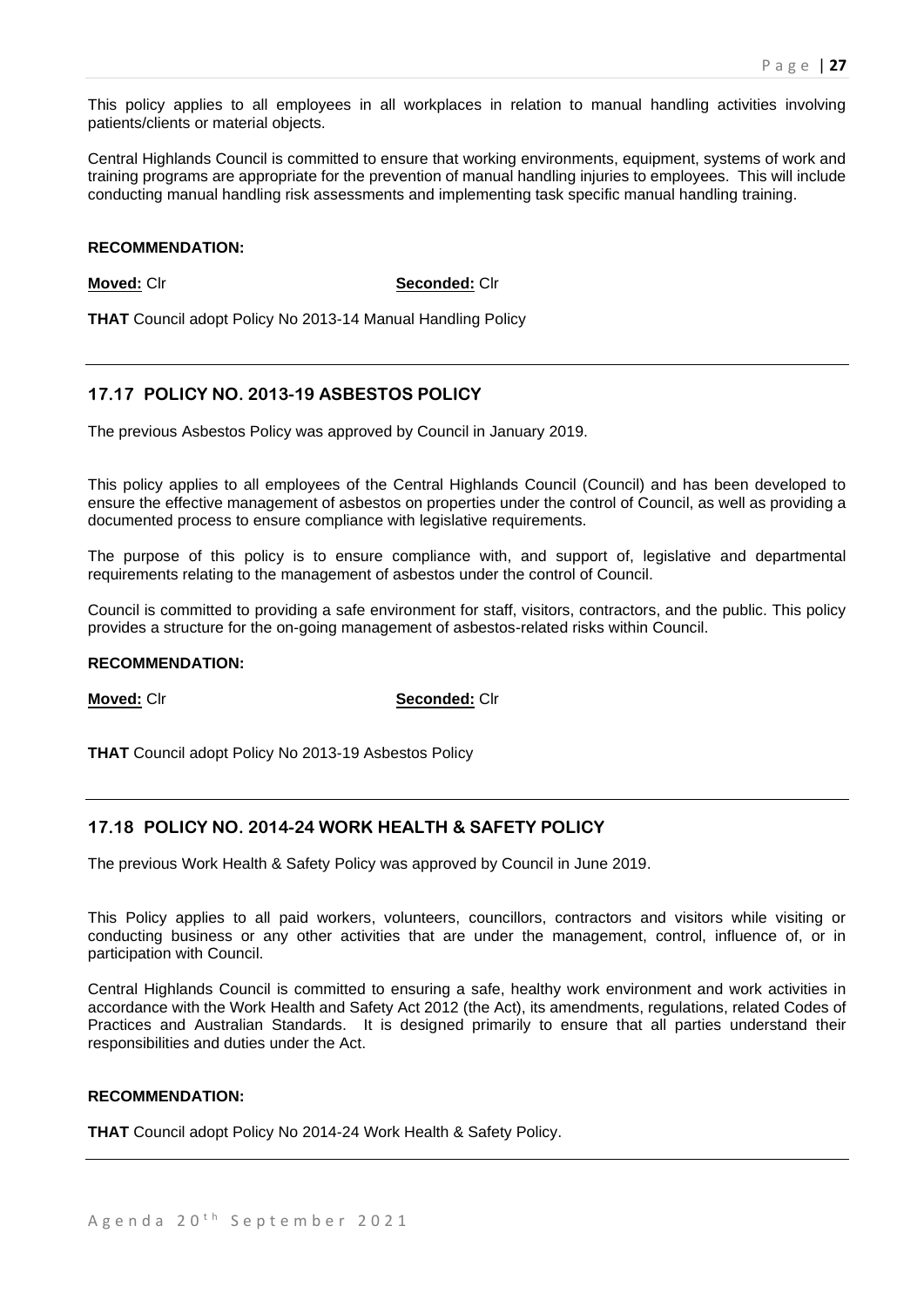This policy applies to all employees in all workplaces in relation to manual handling activities involving patients/clients or material objects.

Central Highlands Council is committed to ensure that working environments, equipment, systems of work and training programs are appropriate for the prevention of manual handling injuries to employees. This will include conducting manual handling risk assessments and implementing task specific manual handling training.

**RECOMMENDATION:**

**Moved:** Clr **Seconded:** Clr

**THAT** Council adopt Policy No 2013-14 Manual Handling Policy

---

## 17.17 POLICY NO. 2013-19 ASBESTOS POLICY

The previous Asbestos Policy was approved by Council in January 2019.

This policy applies to all employees of the Central Highlands Council (Council) and has been developed to ensure the effective management of asbestos on properties under the control of Council, as well as providing a documented process to ensure compliance with legislative requirements.

The purpose of this policy is to ensure compliance with, and support of, legislative and departmental requirements relating to the management of asbestos under the control of Council.

Council is committed to providing a safe environment for staff, visitors, contractors, and the public. This policy provides a structure for the on-going management of asbestos-related risks within Council.

**RECOMMENDATION:**

**Moved:** Clr **Seconded:** Clr

**THAT** Council adopt Policy No 2013-19 Asbestos Policy

---

## 17.18 POLICY NO. 2014-24 WORK HEALTH & SAFETY POLICY

The previous Work Health & Safety Policy was approved by Council in June 2019.

This Policy applies to all paid workers, volunteers, councillors, contractors and visitors while visiting or conducting business or any other activities that are under the management, control, influence of, or in participation with Council.

Central Highlands Council is committed to ensuring a safe, healthy work environment and work activities in accordance with the Work Health and Safety Act 2012 (the Act), its amendments, regulations, related Codes of Practices and Australian Standards. It is designed primarily to ensure that all parties understand their responsibilities and duties under the Act.

**RECOMMENDATION:**

**THAT** Council adopt Policy No 2014-24 Work Health & Safety Policy.

---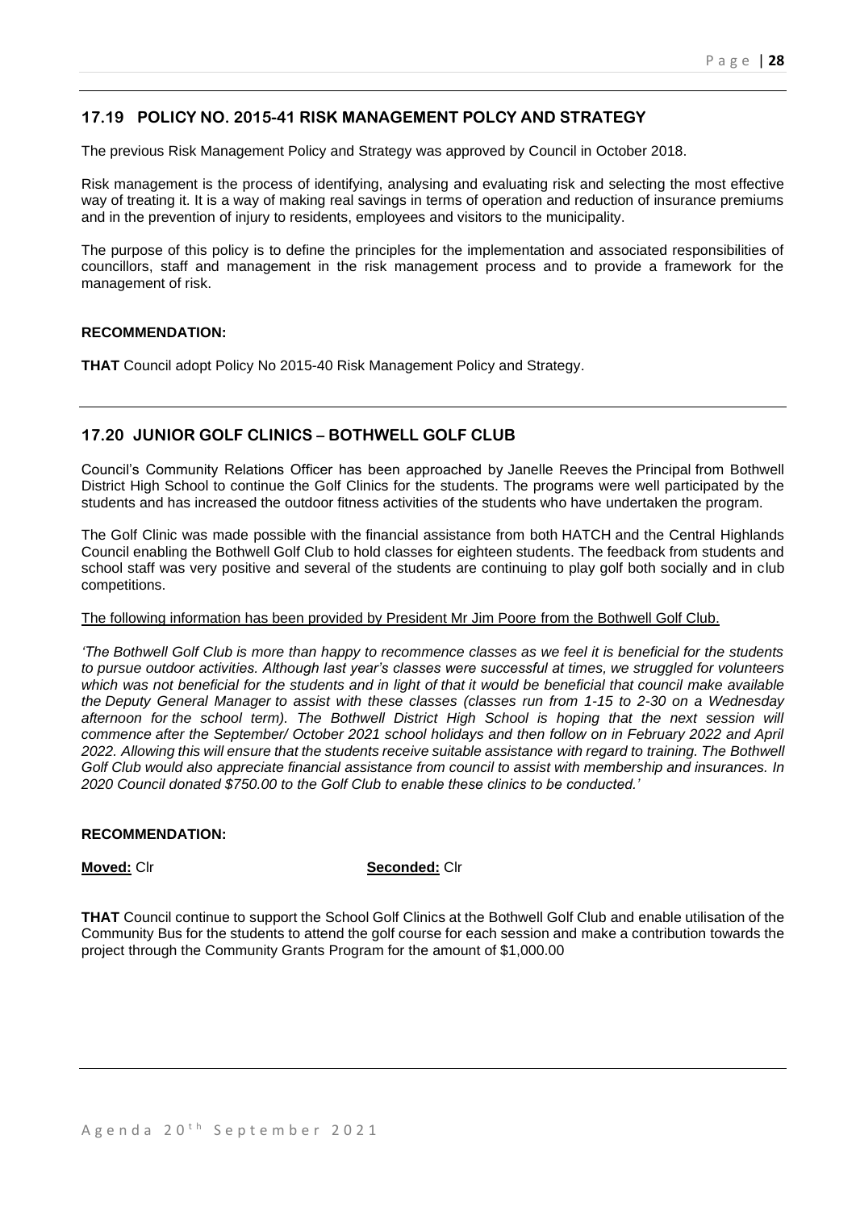## 17.19 POLICY NO. 2015-41 RISK MANAGEMENT POLCY AND STRATEGY

The previous Risk Management Policy and Strategy was approved by Council in October 2018.

Risk management is the process of identifying, analysing and evaluating risk and selecting the most effective way of treating it. It is a way of making real savings in terms of operation and reduction of insurance premiums and in the prevention of injury to residents, employees and visitors to the municipality.

The purpose of this policy is to define the principles for the implementation and associated responsibilities of councillors, staff and management in the risk management process and to provide a framework for the management of risk.

**RECOMMENDATION:**

**THAT** Council adopt Policy No 2015-40 Risk Management Policy and Strategy.

## 17.20 JUNIOR GOLF CLINICS – BOTHWELL GOLF CLUB

Council's Community Relations Officer has been approached by Janelle Reeves the Principal from Bothwell District High School to continue the Golf Clinics for the students. The programs were well participated by the students and has increased the outdoor fitness activities of the students who have undertaken the program.

The Golf Clinic was made possible with the financial assistance from both HATCH and the Central Highlands Council enabling the Bothwell Golf Club to hold classes for eighteen students. The feedback from students and school staff was very positive and several of the students are continuing to play golf both socially and in club competitions.

<u>The following information has been provided by President Mr Jim Poore from the Bothwell Golf Club.</u>

*'The Bothwell Golf Club is more than happy to recommence classes as we feel it is beneficial for the students to pursue outdoor activities. Although last year's classes were successful at times, we struggled for volunteers which was not beneficial for the students and in light of that it would be beneficial that council make available the Deputy General Manager to assist with these classes (classes run from 1-15 to 2-30 on a Wednesday afternoon for the school term). The Bothwell District High School is hoping that the next session will commence after the September/ October 2021 school holidays and then follow on in February 2022 and April 2022. Allowing this will ensure that the students receive suitable assistance with regard to training. The Bothwell Golf Club would also appreciate financial assistance from council to assist with membership and insurances. In 2020 Council donated $750.00 to the Golf Club to enable these clinics to be conducted.'*

**RECOMMENDATION:**

**<u>Moved:</u>** Clr **<u>Seconded:</u>** Clr

**THAT** Council continue to support the School Golf Clinics at the Bothwell Golf Club and enable utilisation of the Community Bus for the students to attend the golf course for each session and make a contribution towards the project through the Community Grants Program for the amount of $1,000.00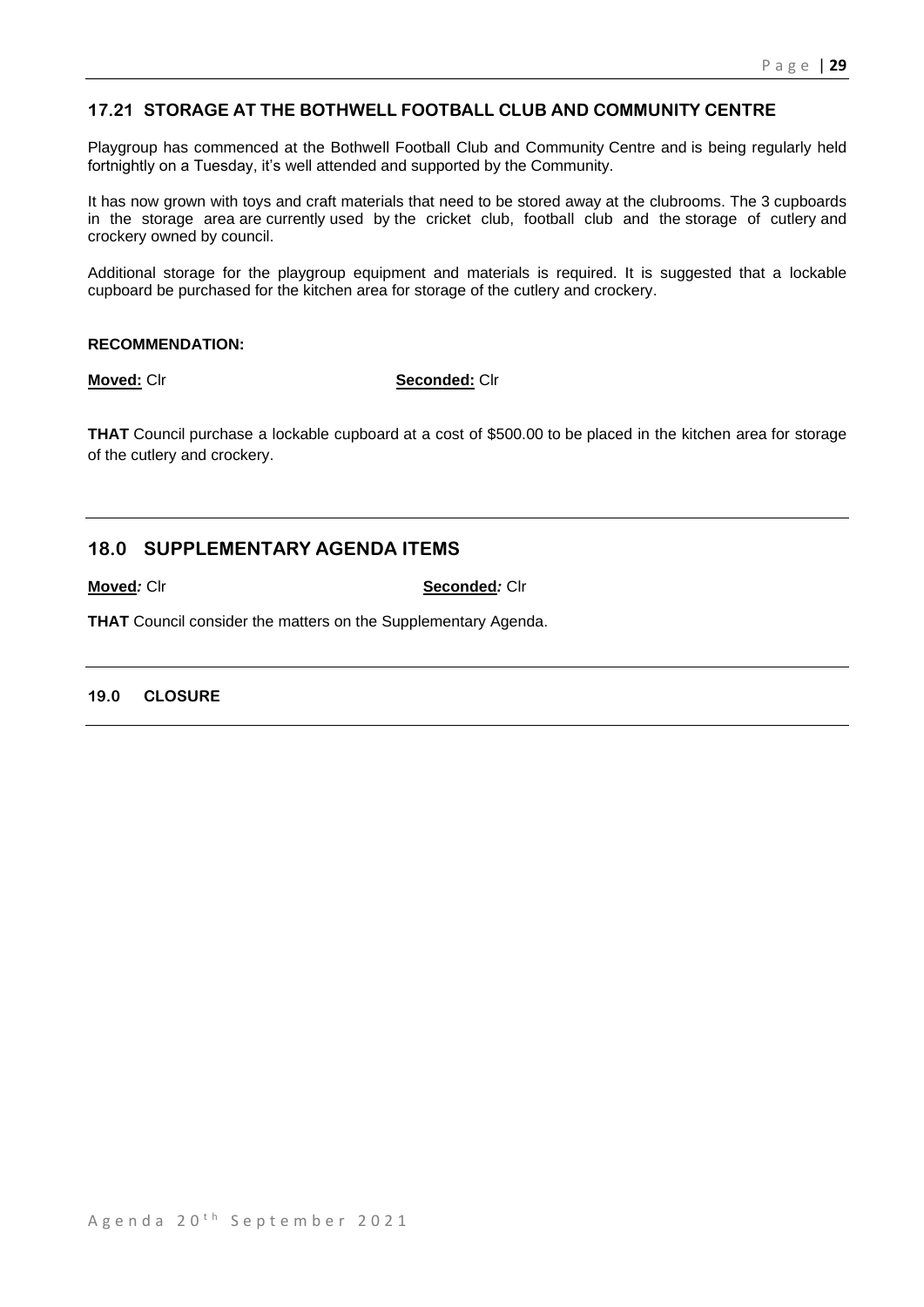## 17.21 STORAGE AT THE BOTHWELL FOOTBALL CLUB AND COMMUNITY CENTRE

Playgroup has commenced at the Bothwell Football Club and Community Centre and is being regularly held fortnightly on a Tuesday, it's well attended and supported by the Community.

It has now grown with toys and craft materials that need to be stored away at the clubrooms. The 3 cupboards in the storage area are currently used by the cricket club, football club and the storage of cutlery and crockery owned by council.

Additional storage for the playgroup equipment and materials is required. It is suggested that a lockable cupboard be purchased for the kitchen area for storage of the cutlery and crockery.

**RECOMMENDATION:**

**Moved:** Clr **Seconded:** Clr

**THAT** Council purchase a lockable cupboard at a cost of $500.00 to be placed in the kitchen area for storage of the cutlery and crockery.

---

## 18.0 SUPPLEMENTARY AGENDA ITEMS

**Moved***:* Clr **Seconded***:* Clr

**THAT** Council consider the matters on the Supplementary Agenda.

---

### 19.0 CLOSURE

---